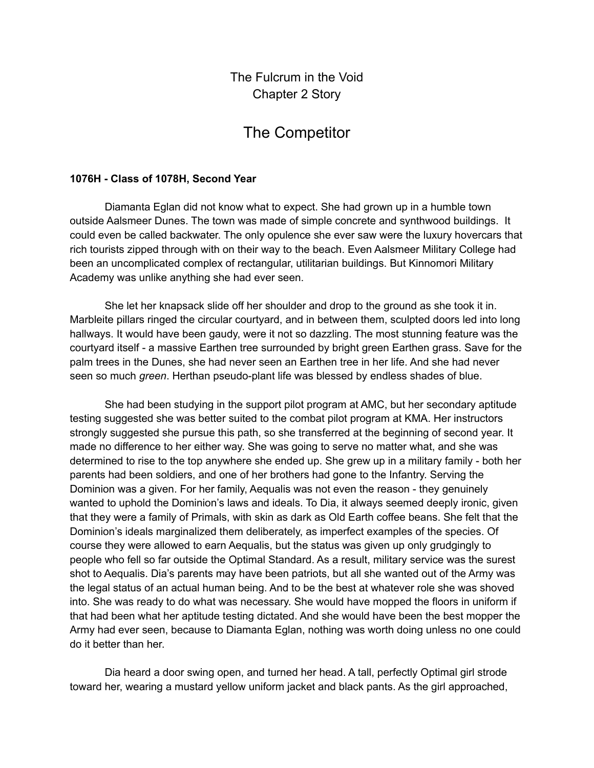The Fulcrum in the Void
Chapter 2 Story

# The Competitor

**1076H - Class of 1078H, Second Year**

Diamanta Eglan did not know what to expect. She had grown up in a humble town outside Aalsmeer Dunes. The town was made of simple concrete and synthwood buildings. It could even be called backwater. The only opulence she ever saw were the luxury hovercars that rich tourists zipped through with on their way to the beach. Even Aalsmeer Military College had been an uncomplicated complex of rectangular, utilitarian buildings. But Kinnomori Military Academy was unlike anything she had ever seen.

She let her knapsack slide off her shoulder and drop to the ground as she took it in. Marbleite pillars ringed the circular courtyard, and in between them, sculpted doors led into long hallways. It would have been gaudy, were it not so dazzling. The most stunning feature was the courtyard itself - a massive Earthen tree surrounded by bright green Earthen grass. Save for the palm trees in the Dunes, she had never seen an Earthen tree in her life. And she had never seen so much *green*. Herthan pseudo-plant life was blessed by endless shades of blue.

She had been studying in the support pilot program at AMC, but her secondary aptitude testing suggested she was better suited to the combat pilot program at KMA. Her instructors strongly suggested she pursue this path, so she transferred at the beginning of second year. It made no difference to her either way. She was going to serve no matter what, and she was determined to rise to the top anywhere she ended up. She grew up in a military family - both her parents had been soldiers, and one of her brothers had gone to the Infantry. Serving the Dominion was a given. For her family, Aequalis was not even the reason - they genuinely wanted to uphold the Dominion's laws and ideals. To Dia, it always seemed deeply ironic, given that they were a family of Primals, with skin as dark as Old Earth coffee beans. She felt that the Dominion's ideals marginalized them deliberately, as imperfect examples of the species. Of course they were allowed to earn Aequalis, but the status was given up only grudgingly to people who fell so far outside the Optimal Standard. As a result, military service was the surest shot to Aequalis. Dia's parents may have been patriots, but all she wanted out of the Army was the legal status of an actual human being. And to be the best at whatever role she was shoved into. She was ready to do what was necessary. She would have mopped the floors in uniform if that had been what her aptitude testing dictated. And she would have been the best mopper the Army had ever seen, because to Diamanta Eglan, nothing was worth doing unless no one could do it better than her.

Dia heard a door swing open, and turned her head. A tall, perfectly Optimal girl strode toward her, wearing a mustard yellow uniform jacket and black pants. As the girl approached,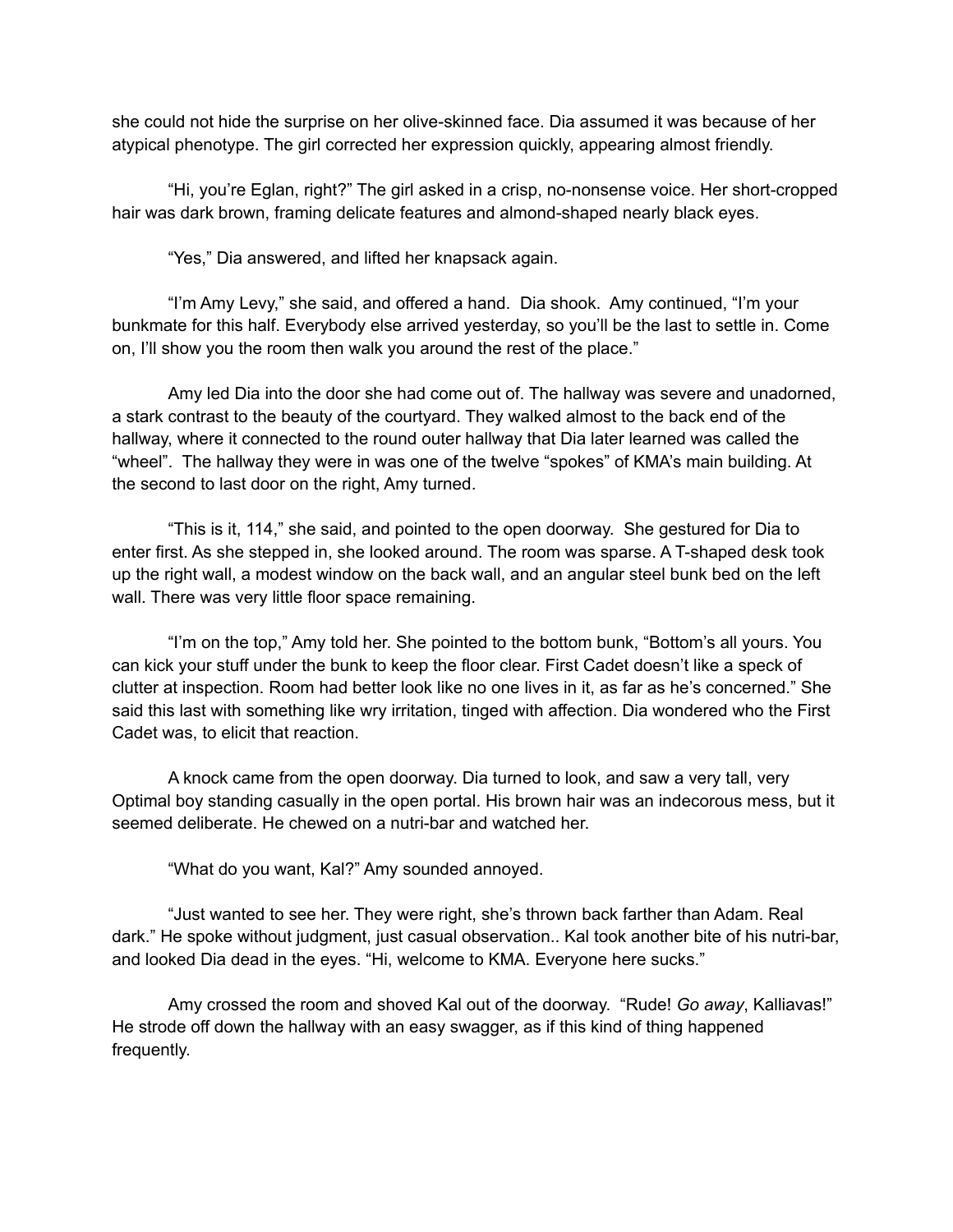she could not hide the surprise on her olive-skinned face. Dia assumed it was because of her atypical phenotype. The girl corrected her expression quickly, appearing almost friendly.

"Hi, you're Eglan, right?" The girl asked in a crisp, no-nonsense voice. Her short-cropped hair was dark brown, framing delicate features and almond-shaped nearly black eyes.

"Yes," Dia answered, and lifted her knapsack again.

"I'm Amy Levy," she said, and offered a hand. Dia shook. Amy continued, "I'm your bunkmate for this half. Everybody else arrived yesterday, so you'll be the last to settle in. Come on, I'll show you the room then walk you around the rest of the place."

Amy led Dia into the door she had come out of. The hallway was severe and unadorned, a stark contrast to the beauty of the courtyard. They walked almost to the back end of the hallway, where it connected to the round outer hallway that Dia later learned was called the "wheel". The hallway they were in was one of the twelve "spokes" of KMA's main building. At the second to last door on the right, Amy turned.

"This is it, 114," she said, and pointed to the open doorway. She gestured for Dia to enter first. As she stepped in, she looked around. The room was sparse. A T-shaped desk took up the right wall, a modest window on the back wall, and an angular steel bunk bed on the left wall. There was very little floor space remaining.

"I'm on the top," Amy told her. She pointed to the bottom bunk, "Bottom's all yours. You can kick your stuff under the bunk to keep the floor clear. First Cadet doesn't like a speck of clutter at inspection. Room had better look like no one lives in it, as far as he's concerned." She said this last with something like wry irritation, tinged with affection. Dia wondered who the First Cadet was, to elicit that reaction.

A knock came from the open doorway. Dia turned to look, and saw a very tall, very Optimal boy standing casually in the open portal. His brown hair was an indecorous mess, but it seemed deliberate. He chewed on a nutri-bar and watched her.

"What do you want, Kal?" Amy sounded annoyed.

"Just wanted to see her. They were right, she's thrown back farther than Adam. Real dark." He spoke without judgment, just casual observation.. Kal took another bite of his nutri-bar, and looked Dia dead in the eyes. "Hi, welcome to KMA. Everyone here sucks."

Amy crossed the room and shoved Kal out of the doorway. "Rude! *Go away*, Kalliavas!" He strode off down the hallway with an easy swagger, as if this kind of thing happened frequently.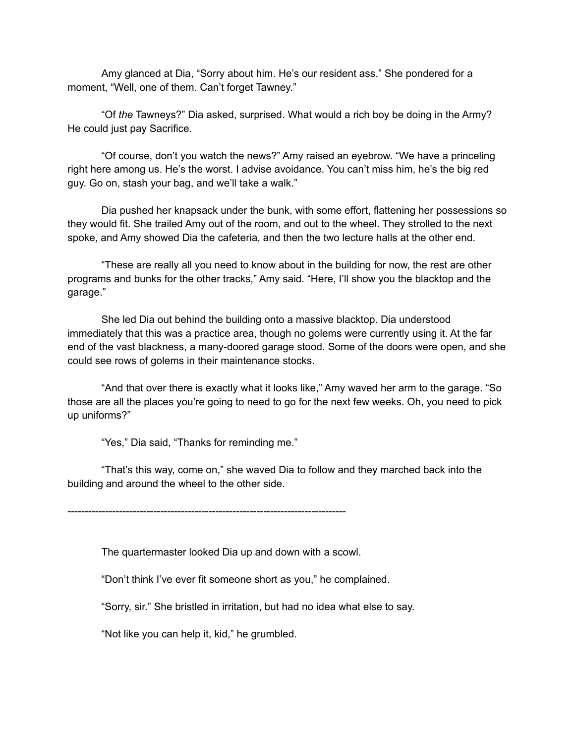Amy glanced at Dia, “Sorry about him. He’s our resident ass.” She pondered for a moment, “Well, one of them. Can’t forget Tawney.”

“Of *the* Tawneys?” Dia asked, surprised. What would a rich boy be doing in the Army? He could just pay Sacrifice.

“Of course, don’t you watch the news?” Amy raised an eyebrow. “We have a princeling right here among us. He’s the worst. I advise avoidance. You can’t miss him, he’s the big red guy. Go on, stash your bag, and we’ll take a walk.”

Dia pushed her knapsack under the bunk, with some effort, flattening her possessions so they would fit. She trailed Amy out of the room, and out to the wheel. They strolled to the next spoke, and Amy showed Dia the cafeteria, and then the two lecture halls at the other end.

“These are really all you need to know about in the building for now, the rest are other programs and bunks for the other tracks,” Amy said. “Here, I’ll show you the blacktop and the garage.”

She led Dia out behind the building onto a massive blacktop. Dia understood immediately that this was a practice area, though no golems were currently using it. At the far end of the vast blackness, a many-doored garage stood. Some of the doors were open, and she could see rows of golems in their maintenance stocks.

“And that over there is exactly what it looks like,” Amy waved her arm to the garage. “So those are all the places you’re going to need to go for the next few weeks. Oh, you need to pick up uniforms?”

“Yes,” Dia said, “Thanks for reminding me.”

“That’s this way, come on,” she waved Dia to follow and they marched back into the building and around the wheel to the other side.

--------------------------------------------------------------------------------

The quartermaster looked Dia up and down with a scowl.

“Don’t think I’ve ever fit someone short as you,” he complained.

“Sorry, sir.” She bristled in irritation, but had no idea what else to say.

“Not like you can help it, kid,” he grumbled.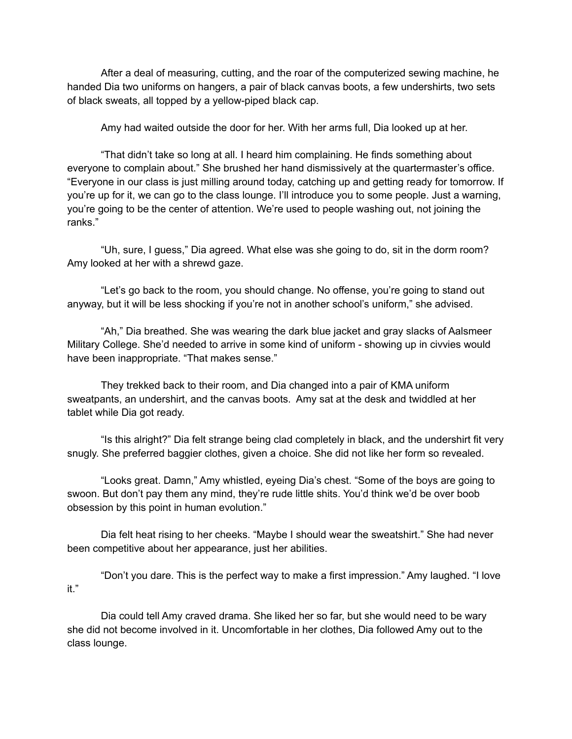After a deal of measuring, cutting, and the roar of the computerized sewing machine, he handed Dia two uniforms on hangers, a pair of black canvas boots, a few undershirts, two sets of black sweats, all topped by a yellow-piped black cap.

Amy had waited outside the door for her. With her arms full, Dia looked up at her.

"That didn't take so long at all. I heard him complaining. He finds something about everyone to complain about." She brushed her hand dismissively at the quartermaster's office. "Everyone in our class is just milling around today, catching up and getting ready for tomorrow. If you're up for it, we can go to the class lounge. I'll introduce you to some people. Just a warning, you're going to be the center of attention. We're used to people washing out, not joining the ranks."

"Uh, sure, I guess," Dia agreed. What else was she going to do, sit in the dorm room? Amy looked at her with a shrewd gaze.

"Let's go back to the room, you should change. No offense, you're going to stand out anyway, but it will be less shocking if you're not in another school's uniform," she advised.

"Ah," Dia breathed. She was wearing the dark blue jacket and gray slacks of Aalsmeer Military College. She'd needed to arrive in some kind of uniform - showing up in civvies would have been inappropriate. "That makes sense."

They trekked back to their room, and Dia changed into a pair of KMA uniform sweatpants, an undershirt, and the canvas boots. Amy sat at the desk and twiddled at her tablet while Dia got ready.

"Is this alright?" Dia felt strange being clad completely in black, and the undershirt fit very snugly. She preferred baggier clothes, given a choice. She did not like her form so revealed.

"Looks great. Damn," Amy whistled, eyeing Dia's chest. "Some of the boys are going to swoon. But don't pay them any mind, they're rude little shits. You'd think we'd be over boob obsession by this point in human evolution."

Dia felt heat rising to her cheeks. "Maybe I should wear the sweatshirt." She had never been competitive about her appearance, just her abilities.

"Don't you dare. This is the perfect way to make a first impression." Amy laughed. "I love it."

Dia could tell Amy craved drama. She liked her so far, but she would need to be wary she did not become involved in it. Uncomfortable in her clothes, Dia followed Amy out to the class lounge.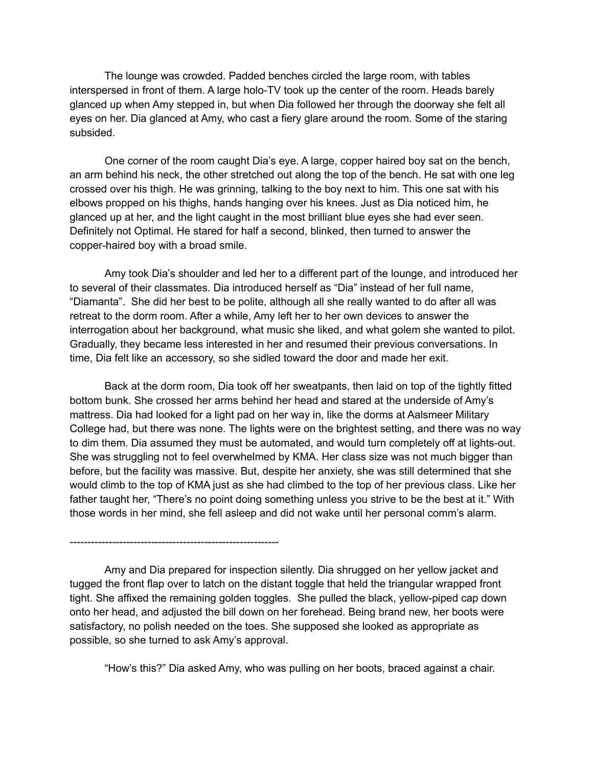The lounge was crowded. Padded benches circled the large room, with tables interspersed in front of them. A large holo-TV took up the center of the room. Heads barely glanced up when Amy stepped in, but when Dia followed her through the doorway she felt all eyes on her. Dia glanced at Amy, who cast a fiery glare around the room. Some of the staring subsided.

One corner of the room caught Dia's eye. A large, copper haired boy sat on the bench, an arm behind his neck, the other stretched out along the top of the bench. He sat with one leg crossed over his thigh. He was grinning, talking to the boy next to him. This one sat with his elbows propped on his thighs, hands hanging over his knees. Just as Dia noticed him, he glanced up at her, and the light caught in the most brilliant blue eyes she had ever seen. Definitely not Optimal. He stared for half a second, blinked, then turned to answer the copper-haired boy with a broad smile.

Amy took Dia's shoulder and led her to a different part of the lounge, and introduced her to several of their classmates. Dia introduced herself as "Dia" instead of her full name, "Diamanta". She did her best to be polite, although all she really wanted to do after all was retreat to the dorm room. After a while, Amy left her to her own devices to answer the interrogation about her background, what music she liked, and what golem she wanted to pilot. Gradually, they became less interested in her and resumed their previous conversations. In time, Dia felt like an accessory, so she sidled toward the door and made her exit.

Back at the dorm room, Dia took off her sweatpants, then laid on top of the tightly fitted bottom bunk. She crossed her arms behind her head and stared at the underside of Amy's mattress. Dia had looked for a light pad on her way in, like the dorms at Aalsmeer Military College had, but there was none. The lights were on the brightest setting, and there was no way to dim them. Dia assumed they must be automated, and would turn completely off at lights-out. She was struggling not to feel overwhelmed by KMA. Her class size was not much bigger than before, but the facility was massive. But, despite her anxiety, she was still determined that she would climb to the top of KMA just as she had climbed to the top of her previous class. Like her father taught her, "There's no point doing something unless you strive to be the best at it." With those words in her mind, she fell asleep and did not wake until her personal comm's alarm.

----------------------------------------------------------

Amy and Dia prepared for inspection silently. Dia shrugged on her yellow jacket and tugged the front flap over to latch on the distant toggle that held the triangular wrapped front tight. She affixed the remaining golden toggles. She pulled the black, yellow-piped cap down onto her head, and adjusted the bill down on her forehead. Being brand new, her boots were satisfactory, no polish needed on the toes. She supposed she looked as appropriate as possible, so she turned to ask Amy's approval.

"How's this?" Dia asked Amy, who was pulling on her boots, braced against a chair.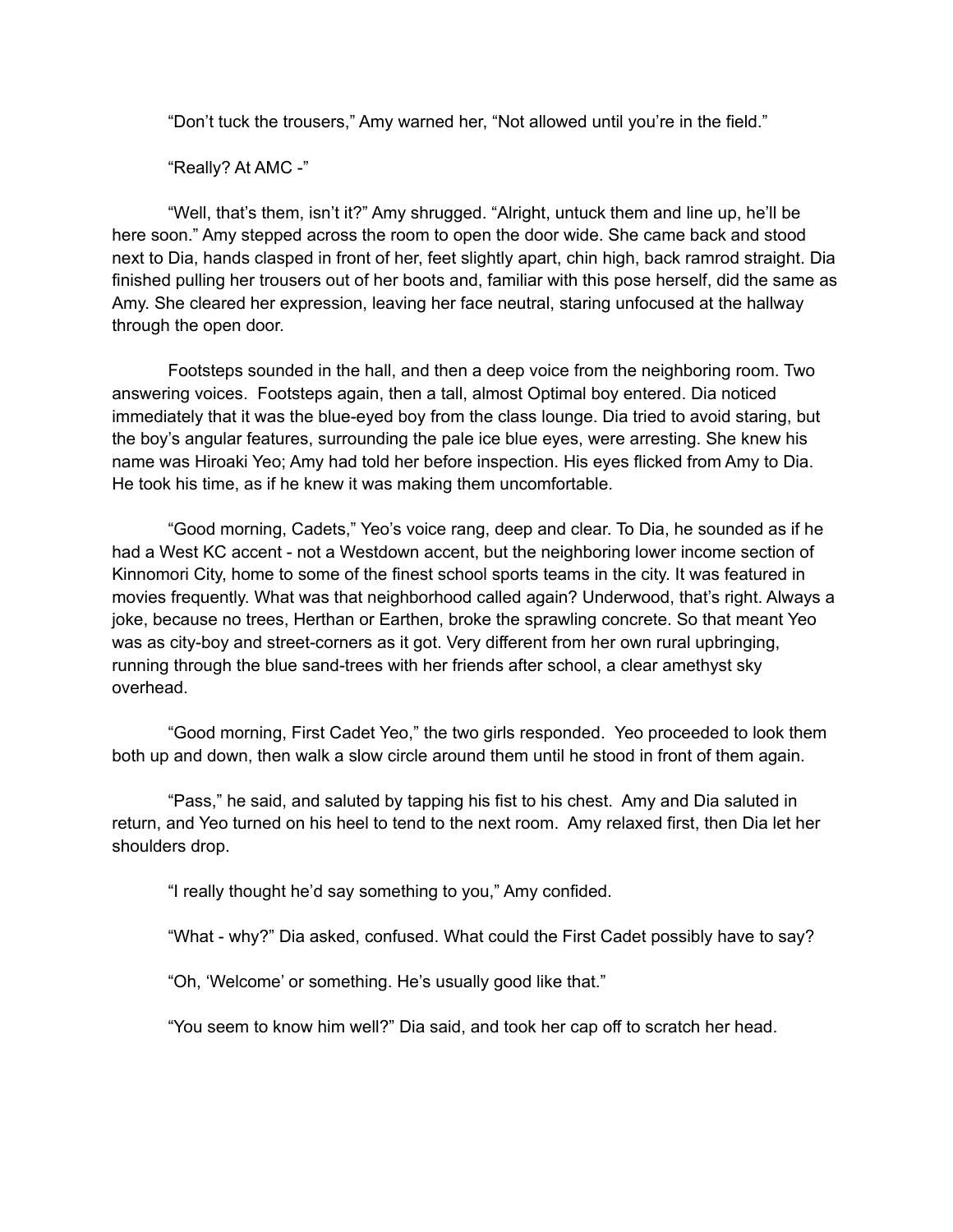"Don't tuck the trousers," Amy warned her, "Not allowed until you're in the field."

"Really? At AMC -"

"Well, that's them, isn't it?" Amy shrugged. "Alright, untuck them and line up, he'll be here soon." Amy stepped across the room to open the door wide. She came back and stood next to Dia, hands clasped in front of her, feet slightly apart, chin high, back ramrod straight. Dia finished pulling her trousers out of her boots and, familiar with this pose herself, did the same as Amy. She cleared her expression, leaving her face neutral, staring unfocused at the hallway through the open door.

Footsteps sounded in the hall, and then a deep voice from the neighboring room. Two answering voices. Footsteps again, then a tall, almost Optimal boy entered. Dia noticed immediately that it was the blue-eyed boy from the class lounge. Dia tried to avoid staring, but the boy's angular features, surrounding the pale ice blue eyes, were arresting. She knew his name was Hiroaki Yeo; Amy had told her before inspection. His eyes flicked from Amy to Dia. He took his time, as if he knew it was making them uncomfortable.

"Good morning, Cadets," Yeo's voice rang, deep and clear. To Dia, he sounded as if he had a West KC accent - not a Westdown accent, but the neighboring lower income section of Kinnomori City, home to some of the finest school sports teams in the city. It was featured in movies frequently. What was that neighborhood called again? Underwood, that's right. Always a joke, because no trees, Herthan or Earthen, broke the sprawling concrete. So that meant Yeo was as city-boy and street-corners as it got. Very different from her own rural upbringing, running through the blue sand-trees with her friends after school, a clear amethyst sky overhead.

"Good morning, First Cadet Yeo," the two girls responded. Yeo proceeded to look them both up and down, then walk a slow circle around them until he stood in front of them again.

"Pass," he said, and saluted by tapping his fist to his chest. Amy and Dia saluted in return, and Yeo turned on his heel to tend to the next room. Amy relaxed first, then Dia let her shoulders drop.

"I really thought he'd say something to you," Amy confided.

"What - why?" Dia asked, confused. What could the First Cadet possibly have to say?

"Oh, 'Welcome' or something. He's usually good like that."

"You seem to know him well?" Dia said, and took her cap off to scratch her head.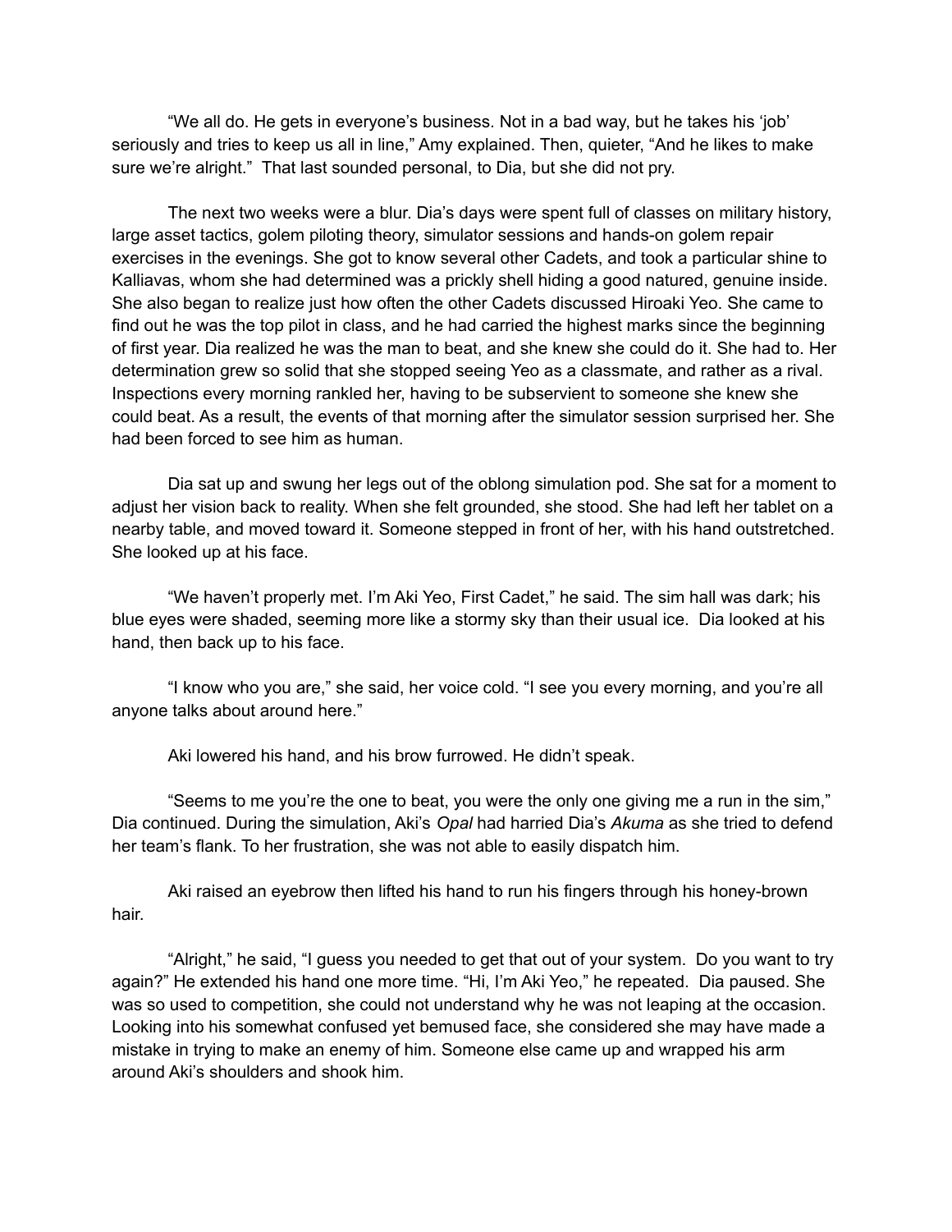"We all do. He gets in everyone's business. Not in a bad way, but he takes his 'job' seriously and tries to keep us all in line," Amy explained. Then, quieter, "And he likes to make sure we're alright." That last sounded personal, to Dia, but she did not pry.

The next two weeks were a blur. Dia's days were spent full of classes on military history, large asset tactics, golem piloting theory, simulator sessions and hands-on golem repair exercises in the evenings. She got to know several other Cadets, and took a particular shine to Kalliavas, whom she had determined was a prickly shell hiding a good natured, genuine inside. She also began to realize just how often the other Cadets discussed Hiroaki Yeo. She came to find out he was the top pilot in class, and he had carried the highest marks since the beginning of first year. Dia realized he was the man to beat, and she knew she could do it. She had to. Her determination grew so solid that she stopped seeing Yeo as a classmate, and rather as a rival. Inspections every morning rankled her, having to be subservient to someone she knew she could beat. As a result, the events of that morning after the simulator session surprised her. She had been forced to see him as human.

Dia sat up and swung her legs out of the oblong simulation pod. She sat for a moment to adjust her vision back to reality. When she felt grounded, she stood. She had left her tablet on a nearby table, and moved toward it. Someone stepped in front of her, with his hand outstretched. She looked up at his face.

"We haven't properly met. I'm Aki Yeo, First Cadet," he said. The sim hall was dark; his blue eyes were shaded, seeming more like a stormy sky than their usual ice. Dia looked at his hand, then back up to his face.

"I know who you are," she said, her voice cold. "I see you every morning, and you're all anyone talks about around here."

Aki lowered his hand, and his brow furrowed. He didn't speak.

"Seems to me you're the one to beat, you were the only one giving me a run in the sim," Dia continued. During the simulation, Aki's *Opal* had harried Dia's *Akuma* as she tried to defend her team's flank. To her frustration, she was not able to easily dispatch him.

Aki raised an eyebrow then lifted his hand to run his fingers through his honey-brown hair.

"Alright," he said, "I guess you needed to get that out of your system. Do you want to try again?" He extended his hand one more time. "Hi, I'm Aki Yeo," he repeated. Dia paused. She was so used to competition, she could not understand why he was not leaping at the occasion. Looking into his somewhat confused yet bemused face, she considered she may have made a mistake in trying to make an enemy of him. Someone else came up and wrapped his arm around Aki's shoulders and shook him.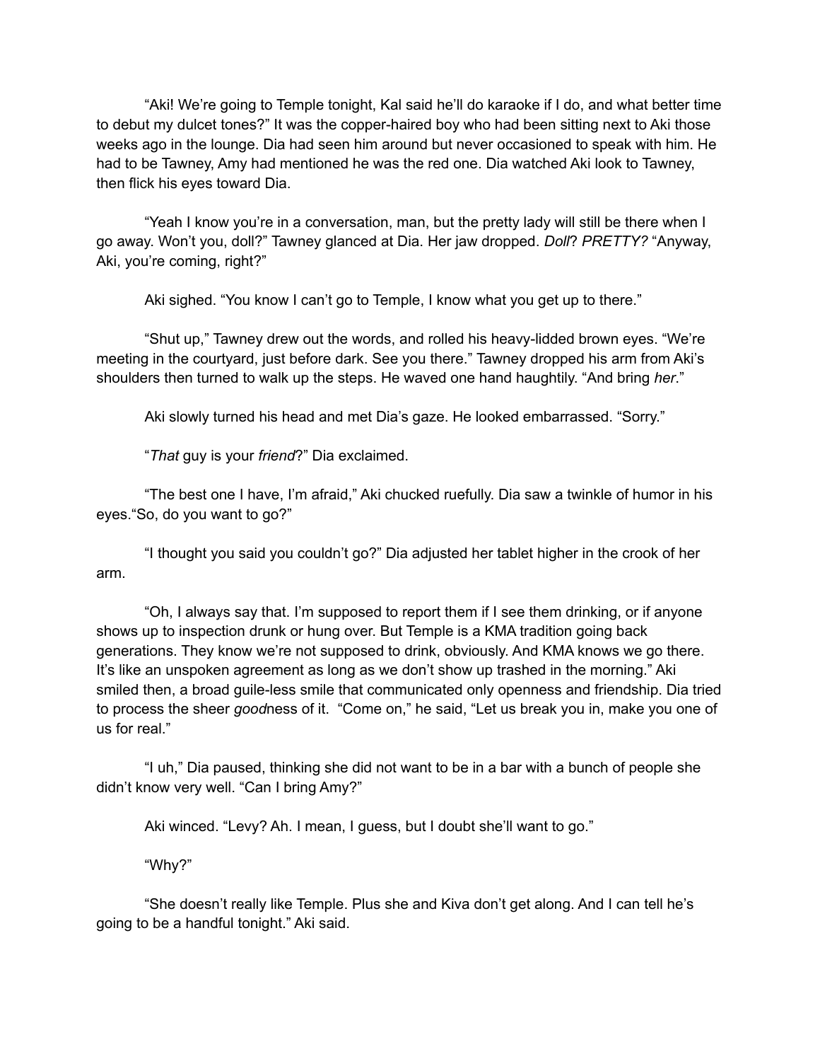"Aki! We're going to Temple tonight, Kal said he'll do karaoke if I do, and what better time to debut my dulcet tones?" It was the copper-haired boy who had been sitting next to Aki those weeks ago in the lounge. Dia had seen him around but never occasioned to speak with him. He had to be Tawney, Amy had mentioned he was the red one. Dia watched Aki look to Tawney, then flick his eyes toward Dia.

"Yeah I know you're in a conversation, man, but the pretty lady will still be there when I go away. Won't you, doll?" Tawney glanced at Dia. Her jaw dropped. *Doll*? *PRETTY?* "Anyway, Aki, you're coming, right?"

Aki sighed. "You know I can't go to Temple, I know what you get up to there."

"Shut up," Tawney drew out the words, and rolled his heavy-lidded brown eyes. "We're meeting in the courtyard, just before dark. See you there." Tawney dropped his arm from Aki's shoulders then turned to walk up the steps. He waved one hand haughtily. "And bring *her*."

Aki slowly turned his head and met Dia's gaze. He looked embarrassed. "Sorry."

"*That* guy is your *friend*?" Dia exclaimed.

"The best one I have, I'm afraid," Aki chucked ruefully. Dia saw a twinkle of humor in his eyes."So, do you want to go?"

"I thought you said you couldn't go?" Dia adjusted her tablet higher in the crook of her arm.

"Oh, I always say that. I'm supposed to report them if I see them drinking, or if anyone shows up to inspection drunk or hung over. But Temple is a KMA tradition going back generations. They know we're not supposed to drink, obviously. And KMA knows we go there. It's like an unspoken agreement as long as we don't show up trashed in the morning." Aki smiled then, a broad guile-less smile that communicated only openness and friendship. Dia tried to process the sheer *good*ness of it. "Come on," he said, "Let us break you in, make you one of us for real."

"I uh," Dia paused, thinking she did not want to be in a bar with a bunch of people she didn't know very well. "Can I bring Amy?"

Aki winced. "Levy? Ah. I mean, I guess, but I doubt she'll want to go."

"Why?"

"She doesn't really like Temple. Plus she and Kiva don't get along. And I can tell he's going to be a handful tonight." Aki said.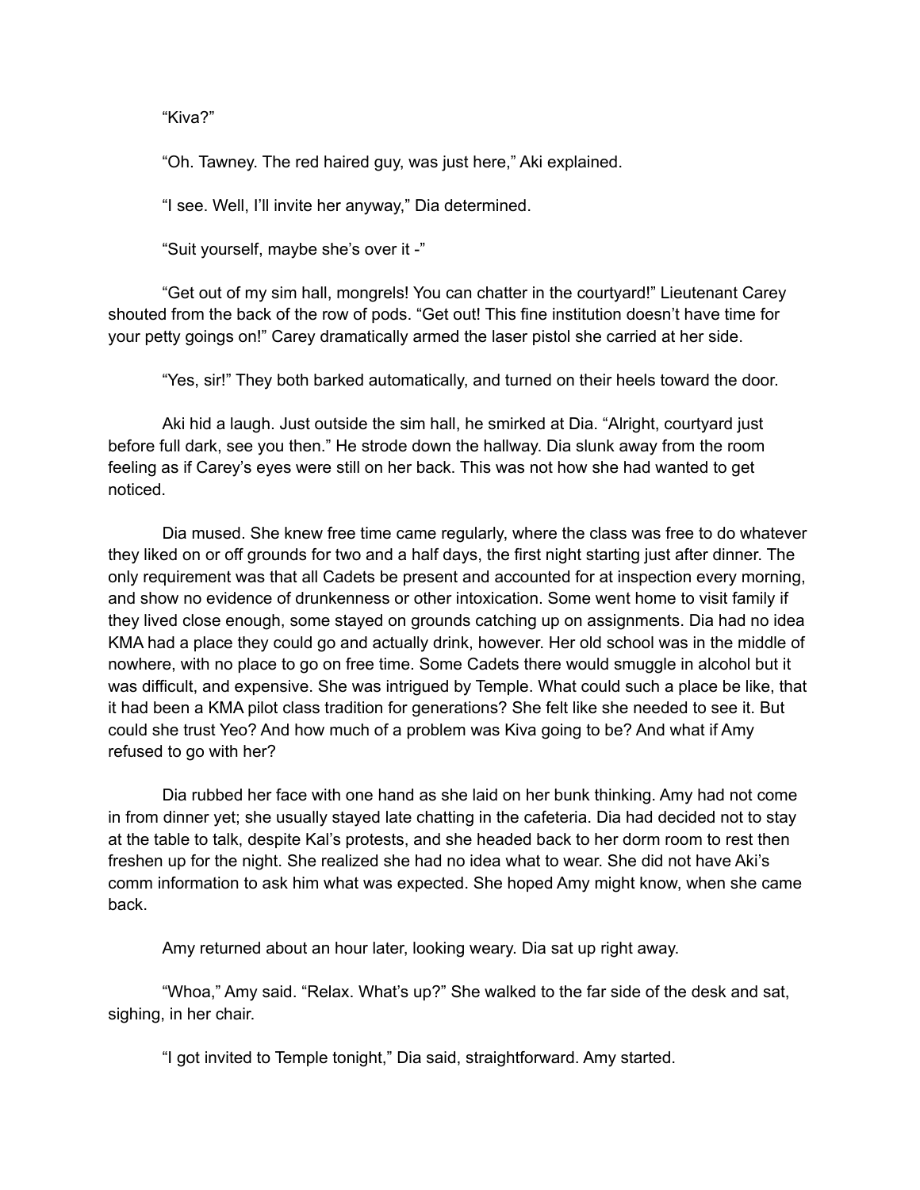"Kiva?"

"Oh. Tawney. The red haired guy, was just here," Aki explained.

"I see. Well, I'll invite her anyway," Dia determined.

"Suit yourself, maybe she's over it -"

"Get out of my sim hall, mongrels! You can chatter in the courtyard!" Lieutenant Carey shouted from the back of the row of pods. "Get out! This fine institution doesn't have time for your petty goings on!" Carey dramatically armed the laser pistol she carried at her side.

"Yes, sir!" They both barked automatically, and turned on their heels toward the door.

Aki hid a laugh. Just outside the sim hall, he smirked at Dia. "Alright, courtyard just before full dark, see you then." He strode down the hallway. Dia slunk away from the room feeling as if Carey's eyes were still on her back. This was not how she had wanted to get noticed.

Dia mused. She knew free time came regularly, where the class was free to do whatever they liked on or off grounds for two and a half days, the first night starting just after dinner. The only requirement was that all Cadets be present and accounted for at inspection every morning, and show no evidence of drunkenness or other intoxication. Some went home to visit family if they lived close enough, some stayed on grounds catching up on assignments. Dia had no idea KMA had a place they could go and actually drink, however. Her old school was in the middle of nowhere, with no place to go on free time. Some Cadets there would smuggle in alcohol but it was difficult, and expensive. She was intrigued by Temple. What could such a place be like, that it had been a KMA pilot class tradition for generations? She felt like she needed to see it. But could she trust Yeo? And how much of a problem was Kiva going to be? And what if Amy refused to go with her?

Dia rubbed her face with one hand as she laid on her bunk thinking. Amy had not come in from dinner yet; she usually stayed late chatting in the cafeteria. Dia had decided not to stay at the table to talk, despite Kal's protests, and she headed back to her dorm room to rest then freshen up for the night. She realized she had no idea what to wear. She did not have Aki's comm information to ask him what was expected. She hoped Amy might know, when she came back.

Amy returned about an hour later, looking weary. Dia sat up right away.

"Whoa," Amy said. "Relax. What's up?" She walked to the far side of the desk and sat, sighing, in her chair.

"I got invited to Temple tonight," Dia said, straightforward. Amy started.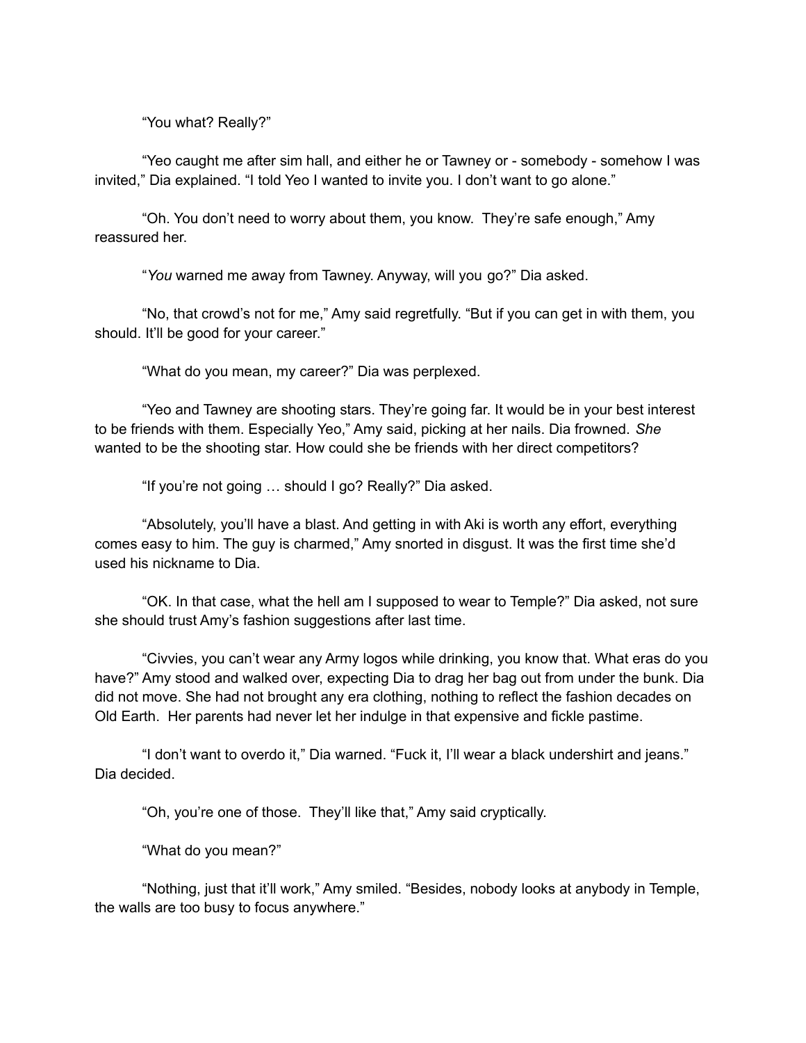"You what? Really?"

"Yeo caught me after sim hall, and either he or Tawney or - somebody - somehow I was invited," Dia explained. "I told Yeo I wanted to invite you. I don't want to go alone."

"Oh. You don't need to worry about them, you know. They're safe enough," Amy reassured her.

"*You* warned me away from Tawney. Anyway, will you go?" Dia asked.

"No, that crowd's not for me," Amy said regretfully. "But if you can get in with them, you should. It'll be good for your career."

"What do you mean, my career?" Dia was perplexed.

"Yeo and Tawney are shooting stars. They're going far. It would be in your best interest to be friends with them. Especially Yeo," Amy said, picking at her nails. Dia frowned. *She* wanted to be the shooting star. How could she be friends with her direct competitors?

"If you're not going … should I go? Really?" Dia asked.

"Absolutely, you'll have a blast. And getting in with Aki is worth any effort, everything comes easy to him. The guy is charmed," Amy snorted in disgust. It was the first time she'd used his nickname to Dia.

"OK. In that case, what the hell am I supposed to wear to Temple?" Dia asked, not sure she should trust Amy's fashion suggestions after last time.

"Civvies, you can't wear any Army logos while drinking, you know that. What eras do you have?" Amy stood and walked over, expecting Dia to drag her bag out from under the bunk. Dia did not move. She had not brought any era clothing, nothing to reflect the fashion decades on Old Earth. Her parents had never let her indulge in that expensive and fickle pastime.

"I don't want to overdo it," Dia warned. "Fuck it, I'll wear a black undershirt and jeans." Dia decided.

"Oh, you're one of those. They'll like that," Amy said cryptically.

"What do you mean?"

"Nothing, just that it'll work," Amy smiled. "Besides, nobody looks at anybody in Temple, the walls are too busy to focus anywhere."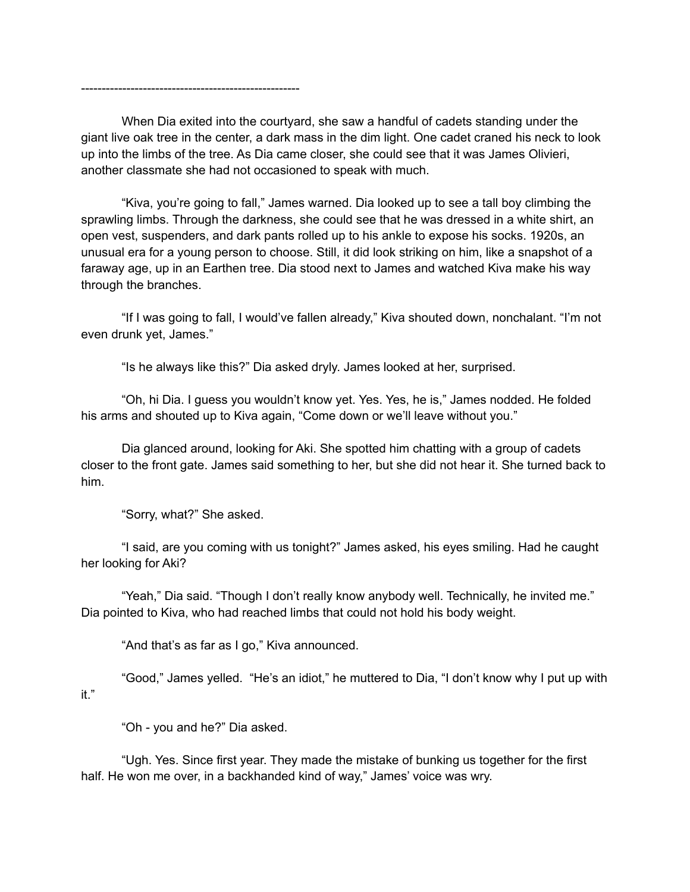----------------------------------------------------

When Dia exited into the courtyard, she saw a handful of cadets standing under the giant live oak tree in the center, a dark mass in the dim light. One cadet craned his neck to look up into the limbs of the tree. As Dia came closer, she could see that it was James Olivieri, another classmate she had not occasioned to speak with much.

"Kiva, you're going to fall," James warned. Dia looked up to see a tall boy climbing the sprawling limbs. Through the darkness, she could see that he was dressed in a white shirt, an open vest, suspenders, and dark pants rolled up to his ankle to expose his socks. 1920s, an unusual era for a young person to choose. Still, it did look striking on him, like a snapshot of a faraway age, up in an Earthen tree. Dia stood next to James and watched Kiva make his way through the branches.

"If I was going to fall, I would've fallen already," Kiva shouted down, nonchalant. "I'm not even drunk yet, James."

"Is he always like this?" Dia asked dryly. James looked at her, surprised.

"Oh, hi Dia. I guess you wouldn't know yet. Yes. Yes, he is," James nodded. He folded his arms and shouted up to Kiva again, "Come down or we'll leave without you."

Dia glanced around, looking for Aki. She spotted him chatting with a group of cadets closer to the front gate. James said something to her, but she did not hear it. She turned back to him.

"Sorry, what?" She asked.

"I said, are you coming with us tonight?" James asked, his eyes smiling. Had he caught her looking for Aki?

"Yeah," Dia said. "Though I don't really know anybody well. Technically, he invited me." Dia pointed to Kiva, who had reached limbs that could not hold his body weight.

"And that's as far as I go," Kiva announced.

"Good," James yelled. "He's an idiot," he muttered to Dia, "I don't know why I put up with it."

"Oh - you and he?" Dia asked.

"Ugh. Yes. Since first year. They made the mistake of bunking us together for the first half. He won me over, in a backhanded kind of way," James' voice was wry.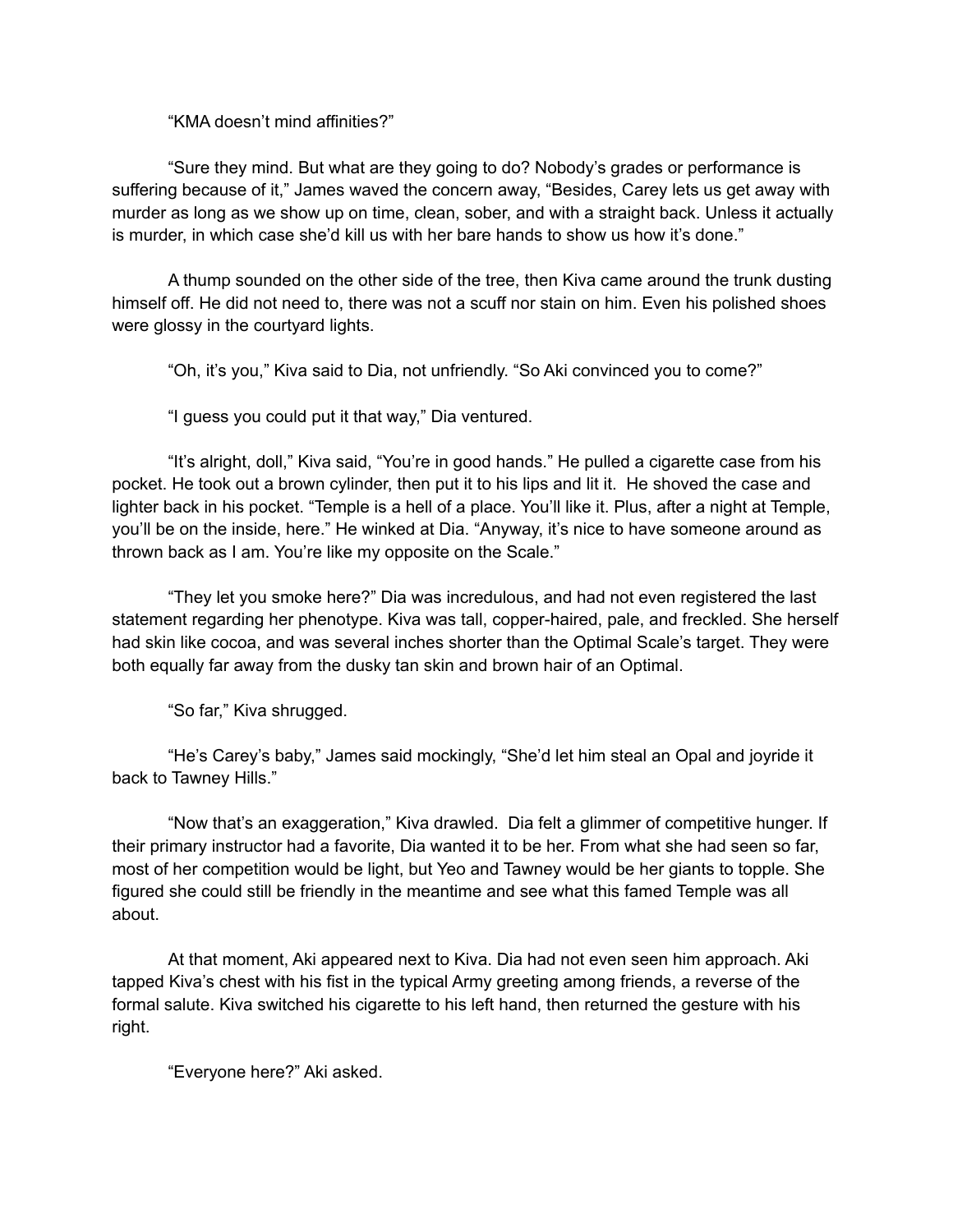"KMA doesn't mind affinities?"

"Sure they mind. But what are they going to do? Nobody's grades or performance is suffering because of it," James waved the concern away, "Besides, Carey lets us get away with murder as long as we show up on time, clean, sober, and with a straight back. Unless it actually is murder, in which case she'd kill us with her bare hands to show us how it's done."

A thump sounded on the other side of the tree, then Kiva came around the trunk dusting himself off. He did not need to, there was not a scuff nor stain on him. Even his polished shoes were glossy in the courtyard lights.

"Oh, it's you," Kiva said to Dia, not unfriendly. "So Aki convinced you to come?"

"I guess you could put it that way," Dia ventured.

"It's alright, doll," Kiva said, "You're in good hands." He pulled a cigarette case from his pocket. He took out a brown cylinder, then put it to his lips and lit it. He shoved the case and lighter back in his pocket. "Temple is a hell of a place. You'll like it. Plus, after a night at Temple, you'll be on the inside, here." He winked at Dia. "Anyway, it's nice to have someone around as thrown back as I am. You're like my opposite on the Scale."

"They let you smoke here?" Dia was incredulous, and had not even registered the last statement regarding her phenotype. Kiva was tall, copper-haired, pale, and freckled. She herself had skin like cocoa, and was several inches shorter than the Optimal Scale's target. They were both equally far away from the dusky tan skin and brown hair of an Optimal.

"So far," Kiva shrugged.

"He's Carey's baby," James said mockingly, "She'd let him steal an Opal and joyride it back to Tawney Hills."

"Now that's an exaggeration," Kiva drawled. Dia felt a glimmer of competitive hunger. If their primary instructor had a favorite, Dia wanted it to be her. From what she had seen so far, most of her competition would be light, but Yeo and Tawney would be her giants to topple. She figured she could still be friendly in the meantime and see what this famed Temple was all about.

At that moment, Aki appeared next to Kiva. Dia had not even seen him approach. Aki tapped Kiva's chest with his fist in the typical Army greeting among friends, a reverse of the formal salute. Kiva switched his cigarette to his left hand, then returned the gesture with his right.

"Everyone here?" Aki asked.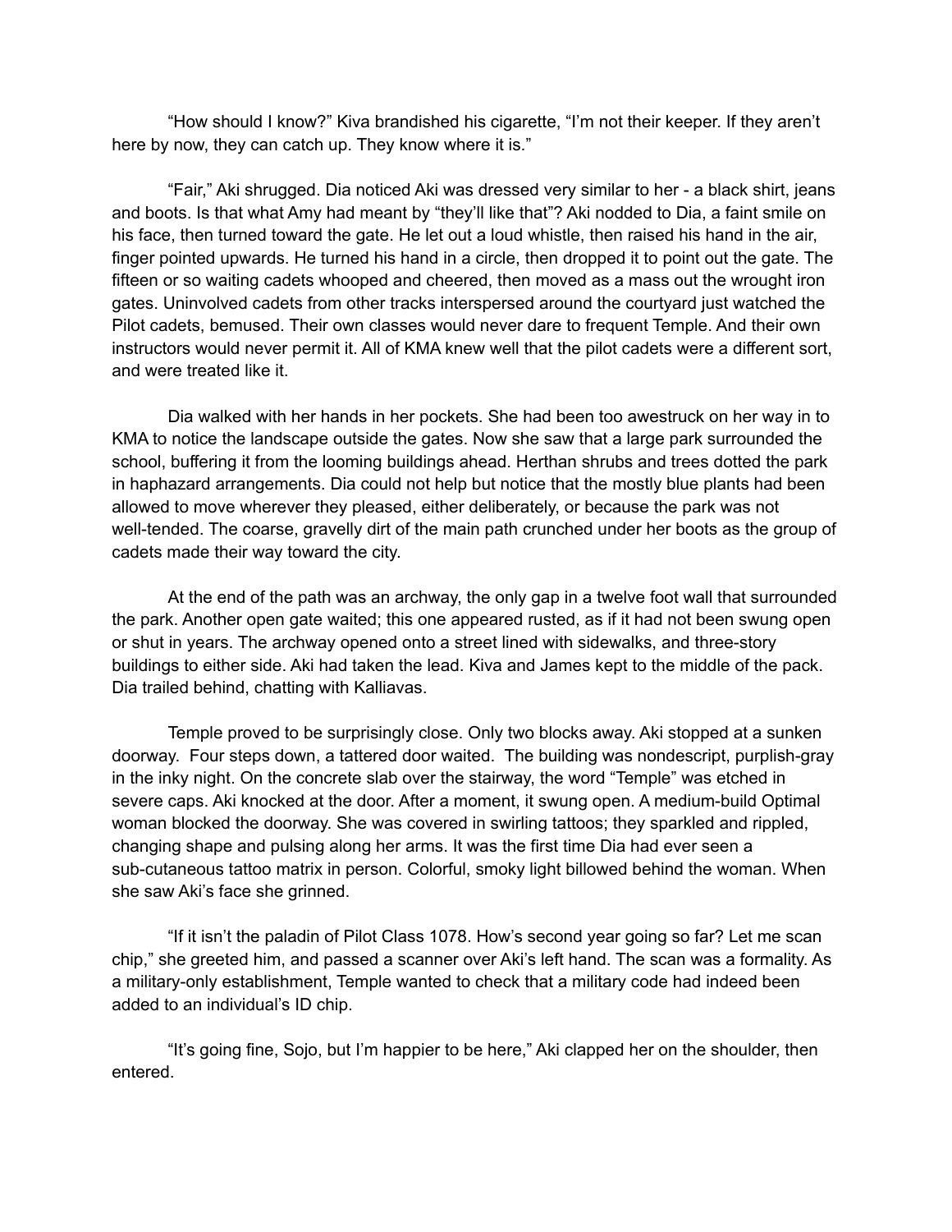"How should I know?" Kiva brandished his cigarette, "I'm not their keeper. If they aren't here by now, they can catch up. They know where it is."

"Fair," Aki shrugged. Dia noticed Aki was dressed very similar to her - a black shirt, jeans and boots. Is that what Amy had meant by "they'll like that"? Aki nodded to Dia, a faint smile on his face, then turned toward the gate. He let out a loud whistle, then raised his hand in the air, finger pointed upwards. He turned his hand in a circle, then dropped it to point out the gate. The fifteen or so waiting cadets whooped and cheered, then moved as a mass out the wrought iron gates. Uninvolved cadets from other tracks interspersed around the courtyard just watched the Pilot cadets, bemused. Their own classes would never dare to frequent Temple. And their own instructors would never permit it. All of KMA knew well that the pilot cadets were a different sort, and were treated like it.

Dia walked with her hands in her pockets. She had been too awestruck on her way in to KMA to notice the landscape outside the gates. Now she saw that a large park surrounded the school, buffering it from the looming buildings ahead. Herthan shrubs and trees dotted the park in haphazard arrangements. Dia could not help but notice that the mostly blue plants had been allowed to move wherever they pleased, either deliberately, or because the park was not well-tended. The coarse, gravelly dirt of the main path crunched under her boots as the group of cadets made their way toward the city.

At the end of the path was an archway, the only gap in a twelve foot wall that surrounded the park. Another open gate waited; this one appeared rusted, as if it had not been swung open or shut in years. The archway opened onto a street lined with sidewalks, and three-story buildings to either side. Aki had taken the lead. Kiva and James kept to the middle of the pack. Dia trailed behind, chatting with Kalliavas.

Temple proved to be surprisingly close. Only two blocks away. Aki stopped at a sunken doorway. Four steps down, a tattered door waited. The building was nondescript, purplish-gray in the inky night. On the concrete slab over the stairway, the word "Temple" was etched in severe caps. Aki knocked at the door. After a moment, it swung open. A medium-build Optimal woman blocked the doorway. She was covered in swirling tattoos; they sparkled and rippled, changing shape and pulsing along her arms. It was the first time Dia had ever seen a sub-cutaneous tattoo matrix in person. Colorful, smoky light billowed behind the woman. When she saw Aki's face she grinned.

"If it isn't the paladin of Pilot Class 1078. How's second year going so far? Let me scan chip," she greeted him, and passed a scanner over Aki's left hand. The scan was a formality. As a military-only establishment, Temple wanted to check that a military code had indeed been added to an individual's ID chip.

"It's going fine, Sojo, but I'm happier to be here," Aki clapped her on the shoulder, then entered.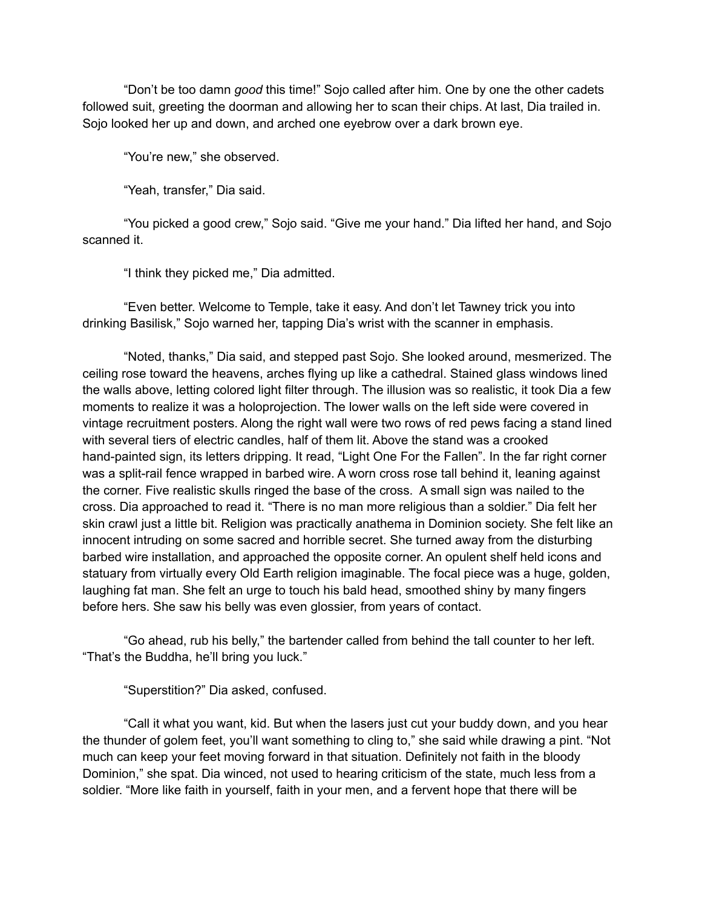"Don't be too damn *good* this time!" Sojo called after him. One by one the other cadets followed suit, greeting the doorman and allowing her to scan their chips. At last, Dia trailed in. Sojo looked her up and down, and arched one eyebrow over a dark brown eye.

"You're new," she observed.

"Yeah, transfer," Dia said.

"You picked a good crew," Sojo said. "Give me your hand." Dia lifted her hand, and Sojo scanned it.

"I think they picked me," Dia admitted.

"Even better. Welcome to Temple, take it easy. And don't let Tawney trick you into drinking Basilisk," Sojo warned her, tapping Dia's wrist with the scanner in emphasis.

"Noted, thanks," Dia said, and stepped past Sojo. She looked around, mesmerized. The ceiling rose toward the heavens, arches flying up like a cathedral. Stained glass windows lined the walls above, letting colored light filter through. The illusion was so realistic, it took Dia a few moments to realize it was a holoprojection. The lower walls on the left side were covered in vintage recruitment posters. Along the right wall were two rows of red pews facing a stand lined with several tiers of electric candles, half of them lit. Above the stand was a crooked hand-painted sign, its letters dripping. It read, "Light One For the Fallen". In the far right corner was a split-rail fence wrapped in barbed wire. A worn cross rose tall behind it, leaning against the corner. Five realistic skulls ringed the base of the cross. A small sign was nailed to the cross. Dia approached to read it. "There is no man more religious than a soldier." Dia felt her skin crawl just a little bit. Religion was practically anathema in Dominion society. She felt like an innocent intruding on some sacred and horrible secret. She turned away from the disturbing barbed wire installation, and approached the opposite corner. An opulent shelf held icons and statuary from virtually every Old Earth religion imaginable. The focal piece was a huge, golden, laughing fat man. She felt an urge to touch his bald head, smoothed shiny by many fingers before hers. She saw his belly was even glossier, from years of contact.

"Go ahead, rub his belly," the bartender called from behind the tall counter to her left. "That's the Buddha, he'll bring you luck."

"Superstition?" Dia asked, confused.

"Call it what you want, kid. But when the lasers just cut your buddy down, and you hear the thunder of golem feet, you'll want something to cling to," she said while drawing a pint. "Not much can keep your feet moving forward in that situation. Definitely not faith in the bloody Dominion," she spat. Dia winced, not used to hearing criticism of the state, much less from a soldier. "More like faith in yourself, faith in your men, and a fervent hope that there will be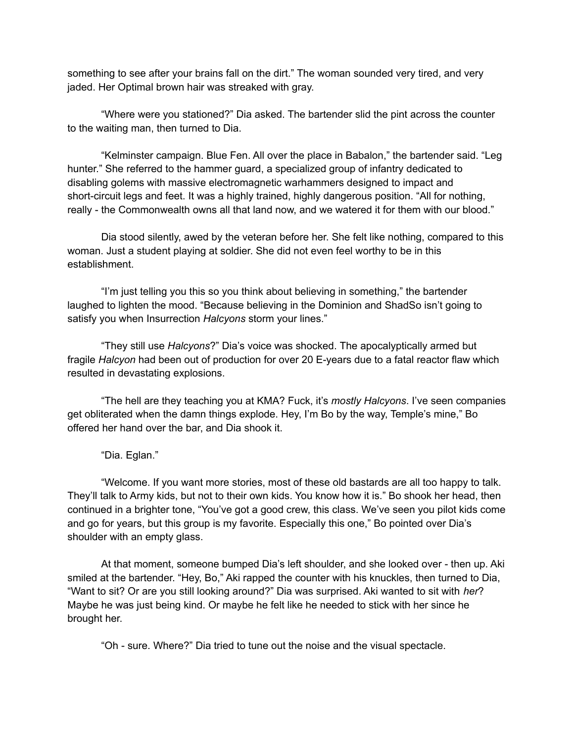something to see after your brains fall on the dirt." The woman sounded very tired, and very jaded. Her Optimal brown hair was streaked with gray.

"Where were you stationed?" Dia asked. The bartender slid the pint across the counter to the waiting man, then turned to Dia.

"Kelminster campaign. Blue Fen. All over the place in Babalon," the bartender said. "Leg hunter." She referred to the hammer guard, a specialized group of infantry dedicated to disabling golems with massive electromagnetic warhammers designed to impact and short-circuit legs and feet. It was a highly trained, highly dangerous position. "All for nothing, really - the Commonwealth owns all that land now, and we watered it for them with our blood."

Dia stood silently, awed by the veteran before her. She felt like nothing, compared to this woman. Just a student playing at soldier. She did not even feel worthy to be in this establishment.

"I'm just telling you this so you think about believing in something," the bartender laughed to lighten the mood. "Because believing in the Dominion and ShadSo isn't going to satisfy you when Insurrection *Halcyons* storm your lines."

"They still use *Halcyons*?" Dia's voice was shocked. The apocalyptically armed but fragile *Halcyon* had been out of production for over 20 E-years due to a fatal reactor flaw which resulted in devastating explosions.

"The hell are they teaching you at KMA? Fuck, it's *mostly Halcyons*. I've seen companies get obliterated when the damn things explode. Hey, I'm Bo by the way, Temple's mine," Bo offered her hand over the bar, and Dia shook it.

"Dia. Eglan."

"Welcome. If you want more stories, most of these old bastards are all too happy to talk. They'll talk to Army kids, but not to their own kids. You know how it is." Bo shook her head, then continued in a brighter tone, "You've got a good crew, this class. We've seen you pilot kids come and go for years, but this group is my favorite. Especially this one," Bo pointed over Dia's shoulder with an empty glass.

At that moment, someone bumped Dia's left shoulder, and she looked over - then up. Aki smiled at the bartender. "Hey, Bo," Aki rapped the counter with his knuckles, then turned to Dia, "Want to sit? Or are you still looking around?" Dia was surprised. Aki wanted to sit with *her*? Maybe he was just being kind. Or maybe he felt like he needed to stick with her since he brought her.

"Oh - sure. Where?" Dia tried to tune out the noise and the visual spectacle.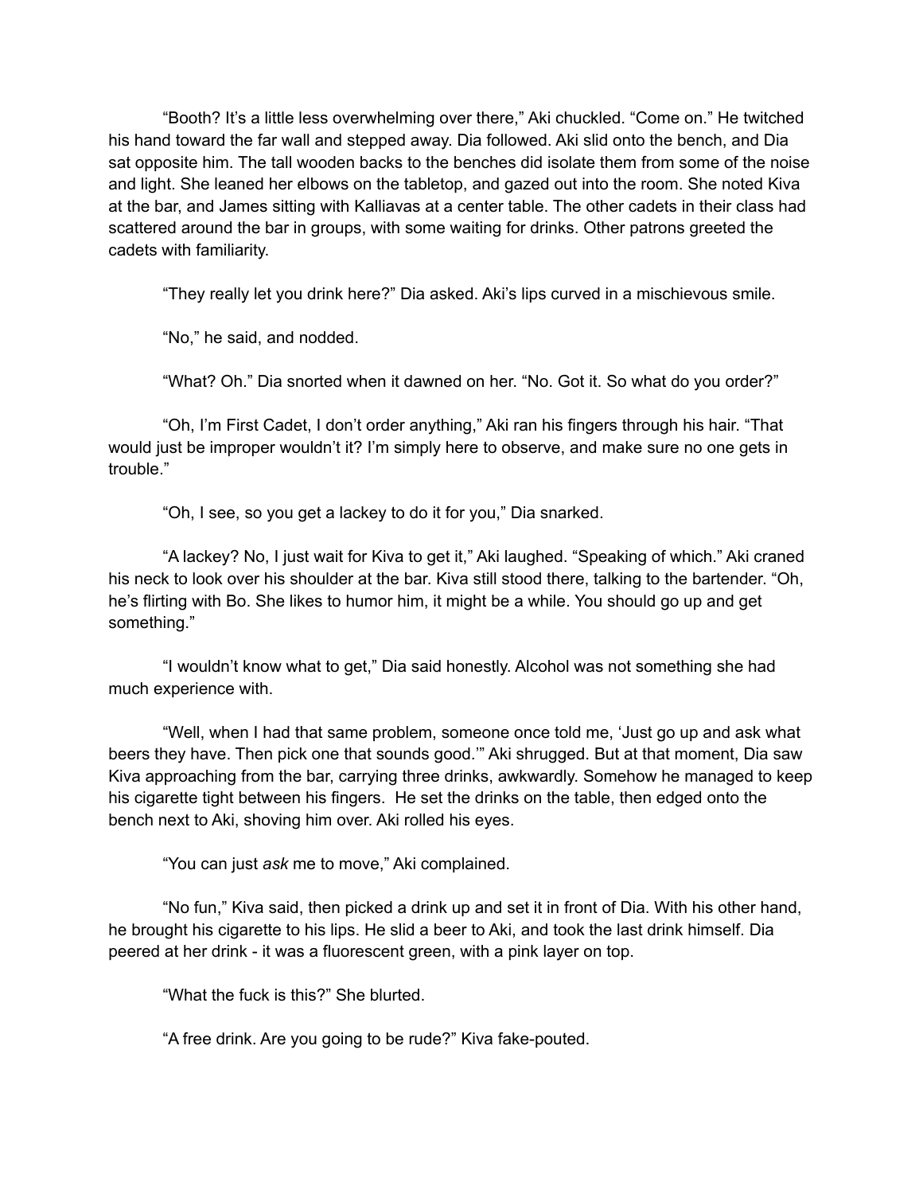"Booth? It's a little less overwhelming over there," Aki chuckled. "Come on." He twitched his hand toward the far wall and stepped away. Dia followed. Aki slid onto the bench, and Dia sat opposite him. The tall wooden backs to the benches did isolate them from some of the noise and light. She leaned her elbows on the tabletop, and gazed out into the room. She noted Kiva at the bar, and James sitting with Kalliavas at a center table. The other cadets in their class had scattered around the bar in groups, with some waiting for drinks. Other patrons greeted the cadets with familiarity.

"They really let you drink here?" Dia asked. Aki's lips curved in a mischievous smile.

"No," he said, and nodded.

"What? Oh." Dia snorted when it dawned on her. "No. Got it. So what do you order?"

"Oh, I'm First Cadet, I don't order anything," Aki ran his fingers through his hair. "That would just be improper wouldn't it? I'm simply here to observe, and make sure no one gets in trouble."

"Oh, I see, so you get a lackey to do it for you," Dia snarked.

"A lackey? No, I just wait for Kiva to get it," Aki laughed. "Speaking of which." Aki craned his neck to look over his shoulder at the bar. Kiva still stood there, talking to the bartender. "Oh, he's flirting with Bo. She likes to humor him, it might be a while. You should go up and get something."

"I wouldn't know what to get," Dia said honestly. Alcohol was not something she had much experience with.

"Well, when I had that same problem, someone once told me, 'Just go up and ask what beers they have. Then pick one that sounds good.'" Aki shrugged. But at that moment, Dia saw Kiva approaching from the bar, carrying three drinks, awkwardly. Somehow he managed to keep his cigarette tight between his fingers. He set the drinks on the table, then edged onto the bench next to Aki, shoving him over. Aki rolled his eyes.

"You can just *ask* me to move," Aki complained.

"No fun," Kiva said, then picked a drink up and set it in front of Dia. With his other hand, he brought his cigarette to his lips. He slid a beer to Aki, and took the last drink himself. Dia peered at her drink - it was a fluorescent green, with a pink layer on top.

"What the fuck is this?" She blurted.

"A free drink. Are you going to be rude?" Kiva fake-pouted.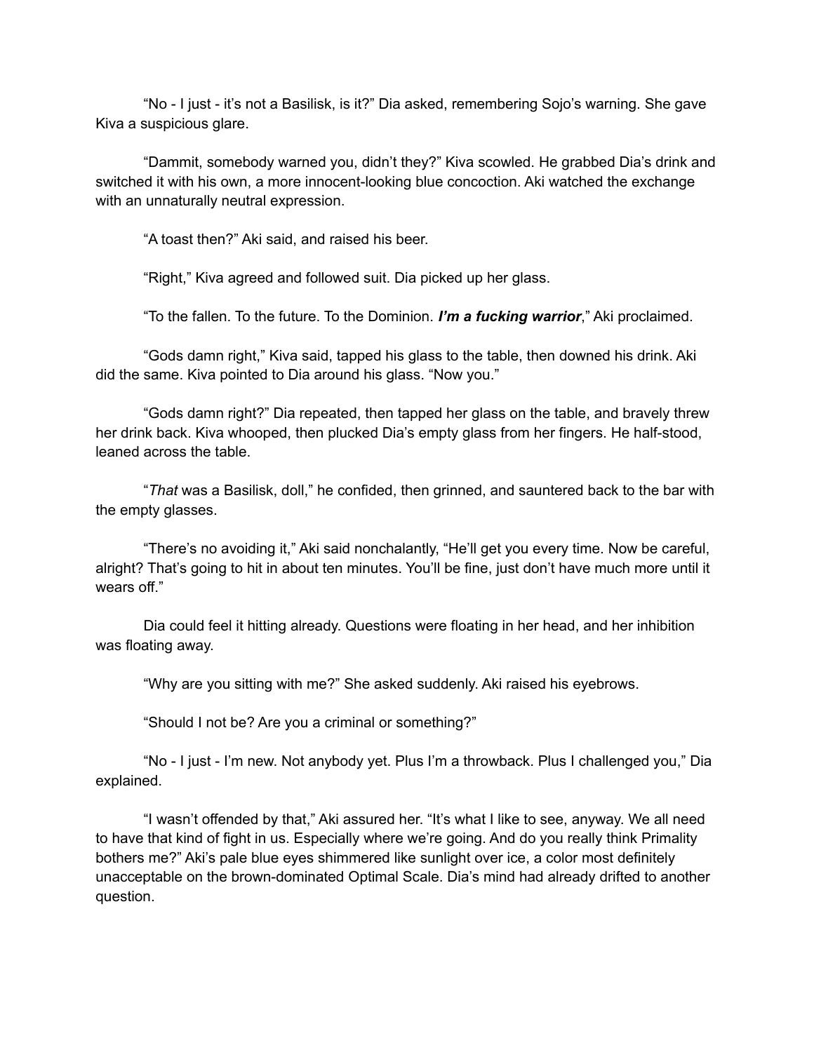“No - I just - it’s not a Basilisk, is it?” Dia asked, remembering Sojo’s warning. She gave Kiva a suspicious glare.

“Dammit, somebody warned you, didn’t they?” Kiva scowled. He grabbed Dia’s drink and switched it with his own, a more innocent-looking blue concoction. Aki watched the exchange with an unnaturally neutral expression.

“A toast then?” Aki said, and raised his beer.

“Right,” Kiva agreed and followed suit. Dia picked up her glass.

“To the fallen. To the future. To the Dominion. ***I’m a fucking warrior***,” Aki proclaimed.

“Gods damn right,” Kiva said, tapped his glass to the table, then downed his drink. Aki did the same. Kiva pointed to Dia around his glass. “Now you.”

“Gods damn right?” Dia repeated, then tapped her glass on the table, and bravely threw her drink back. Kiva whooped, then plucked Dia’s empty glass from her fingers. He half-stood, leaned across the table.

“*That* was a Basilisk, doll,” he confided, then grinned, and sauntered back to the bar with the empty glasses.

“There’s no avoiding it,” Aki said nonchalantly, “He’ll get you every time. Now be careful, alright? That’s going to hit in about ten minutes. You’ll be fine, just don’t have much more until it wears off.”

Dia could feel it hitting already. Questions were floating in her head, and her inhibition was floating away.

“Why are you sitting with me?” She asked suddenly. Aki raised his eyebrows.

“Should I not be? Are you a criminal or something?”

“No - I just - I’m new. Not anybody yet. Plus I’m a throwback. Plus I challenged you,” Dia explained.

“I wasn’t offended by that,” Aki assured her. “It’s what I like to see, anyway. We all need to have that kind of fight in us. Especially where we’re going. And do you really think Primality bothers me?” Aki’s pale blue eyes shimmered like sunlight over ice, a color most definitely unacceptable on the brown-dominated Optimal Scale. Dia’s mind had already drifted to another question.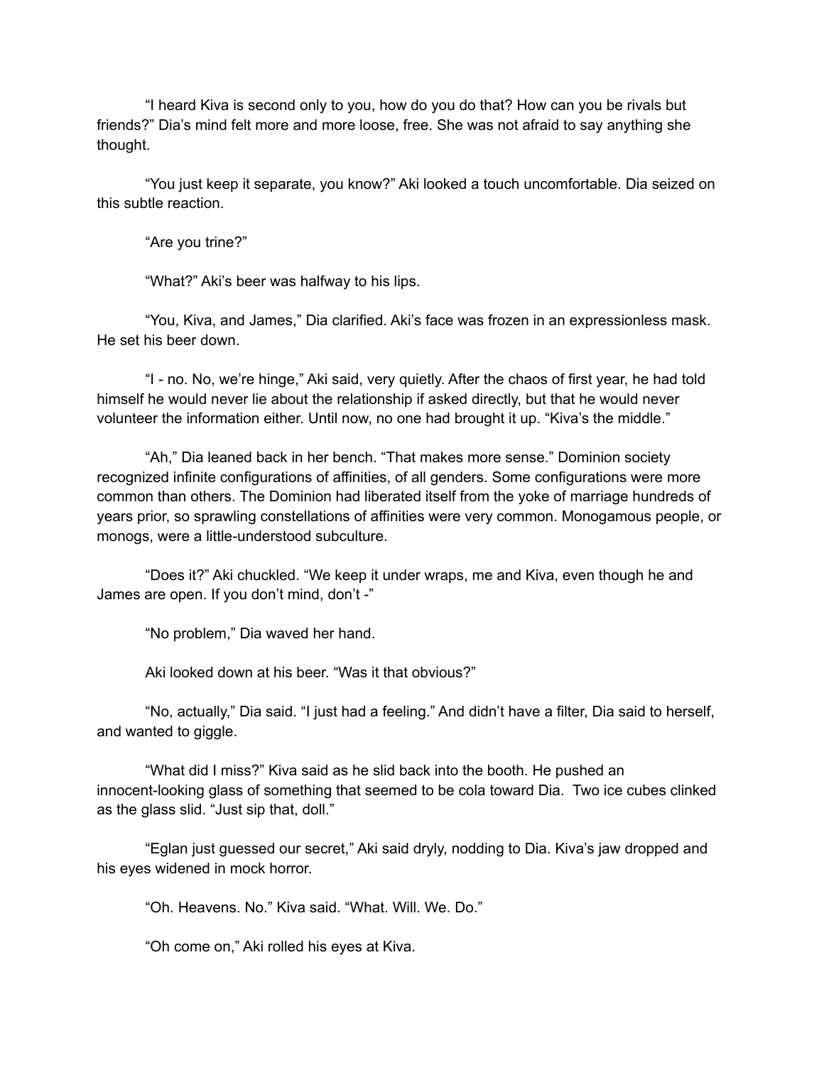"I heard Kiva is second only to you, how do you do that? How can you be rivals but friends?" Dia's mind felt more and more loose, free. She was not afraid to say anything she thought.

"You just keep it separate, you know?" Aki looked a touch uncomfortable. Dia seized on this subtle reaction.

"Are you trine?"

"What?" Aki's beer was halfway to his lips.

"You, Kiva, and James," Dia clarified. Aki's face was frozen in an expressionless mask. He set his beer down.

"I - no. No, we're hinge," Aki said, very quietly. After the chaos of first year, he had told himself he would never lie about the relationship if asked directly, but that he would never volunteer the information either. Until now, no one had brought it up. "Kiva's the middle."

"Ah," Dia leaned back in her bench. "That makes more sense." Dominion society recognized infinite configurations of affinities, of all genders. Some configurations were more common than others. The Dominion had liberated itself from the yoke of marriage hundreds of years prior, so sprawling constellations of affinities were very common. Monogamous people, or monogs, were a little-understood subculture.

"Does it?" Aki chuckled. "We keep it under wraps, me and Kiva, even though he and James are open. If you don't mind, don't -"

"No problem," Dia waved her hand.

Aki looked down at his beer. "Was it that obvious?"

"No, actually," Dia said. "I just had a feeling." And didn't have a filter, Dia said to herself, and wanted to giggle.

"What did I miss?" Kiva said as he slid back into the booth. He pushed an innocent-looking glass of something that seemed to be cola toward Dia. Two ice cubes clinked as the glass slid. "Just sip that, doll."

"Eglan just guessed our secret," Aki said dryly, nodding to Dia. Kiva's jaw dropped and his eyes widened in mock horror.

"Oh. Heavens. No." Kiva said. "What. Will. We. Do."

"Oh come on," Aki rolled his eyes at Kiva.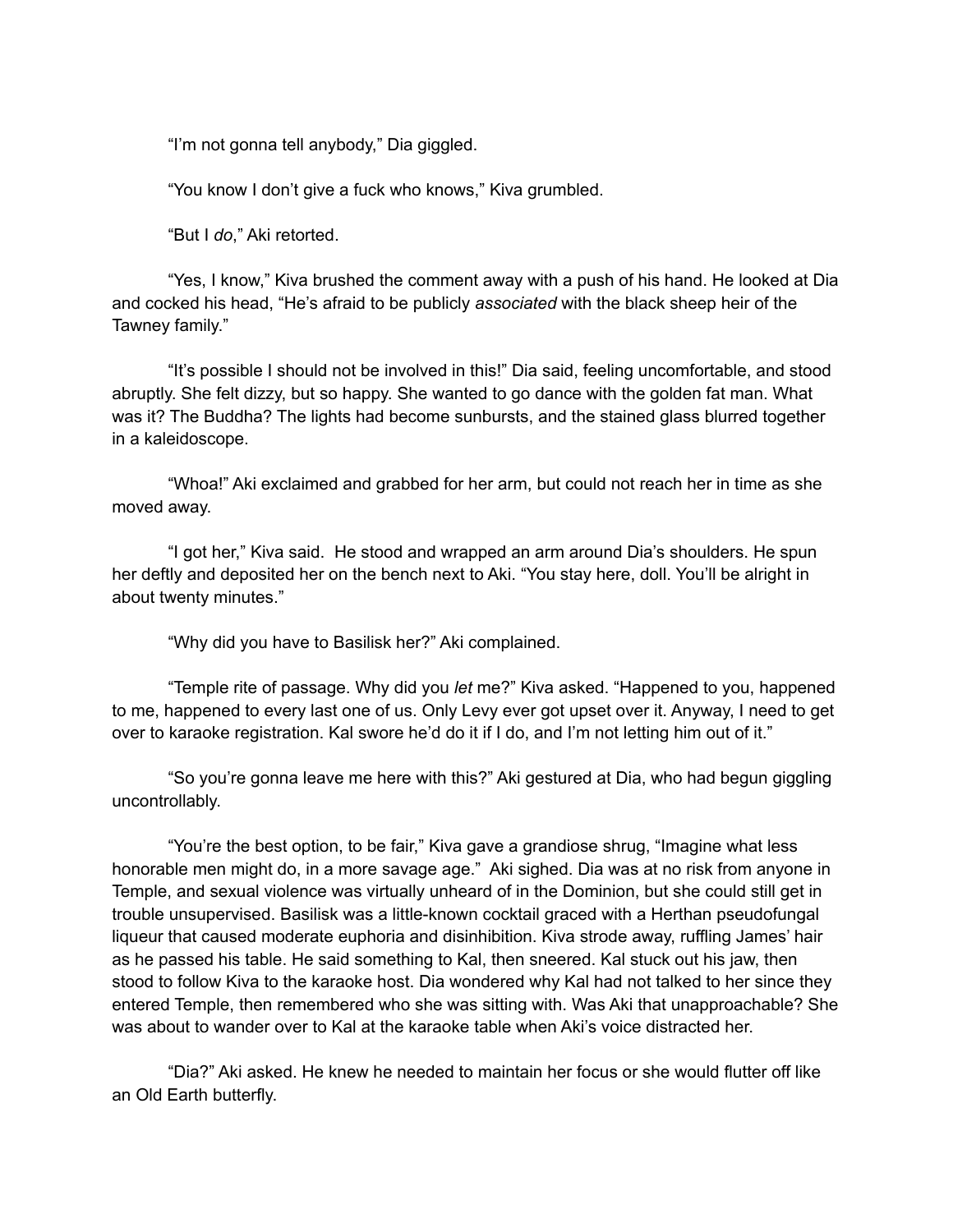"I'm not gonna tell anybody," Dia giggled.

"You know I don't give a fuck who knows," Kiva grumbled.

"But I *do*," Aki retorted.

"Yes, I know," Kiva brushed the comment away with a push of his hand. He looked at Dia and cocked his head, "He's afraid to be publicly *associated* with the black sheep heir of the Tawney family."

"It's possible I should not be involved in this!" Dia said, feeling uncomfortable, and stood abruptly. She felt dizzy, but so happy. She wanted to go dance with the golden fat man. What was it? The Buddha? The lights had become sunbursts, and the stained glass blurred together in a kaleidoscope.

"Whoa!" Aki exclaimed and grabbed for her arm, but could not reach her in time as she moved away.

"I got her," Kiva said. He stood and wrapped an arm around Dia's shoulders. He spun her deftly and deposited her on the bench next to Aki. "You stay here, doll. You'll be alright in about twenty minutes."

"Why did you have to Basilisk her?" Aki complained.

"Temple rite of passage. Why did you *let* me?" Kiva asked. "Happened to you, happened to me, happened to every last one of us. Only Levy ever got upset over it. Anyway, I need to get over to karaoke registration. Kal swore he'd do it if I do, and I'm not letting him out of it."

"So you're gonna leave me here with this?" Aki gestured at Dia, who had begun giggling uncontrollably.

"You're the best option, to be fair," Kiva gave a grandiose shrug, "Imagine what less honorable men might do, in a more savage age." Aki sighed. Dia was at no risk from anyone in Temple, and sexual violence was virtually unheard of in the Dominion, but she could still get in trouble unsupervised. Basilisk was a little-known cocktail graced with a Herthan pseudofungal liqueur that caused moderate euphoria and disinhibition. Kiva strode away, ruffling James' hair as he passed his table. He said something to Kal, then sneered. Kal stuck out his jaw, then stood to follow Kiva to the karaoke host. Dia wondered why Kal had not talked to her since they entered Temple, then remembered who she was sitting with. Was Aki that unapproachable? She was about to wander over to Kal at the karaoke table when Aki's voice distracted her.

"Dia?" Aki asked. He knew he needed to maintain her focus or she would flutter off like an Old Earth butterfly.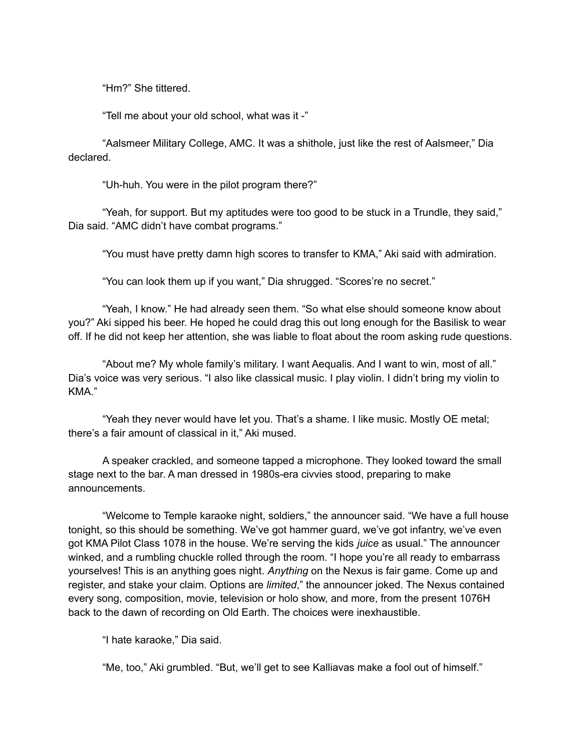"Hm?" She tittered.

"Tell me about your old school, what was it -"

"Aalsmeer Military College, AMC. It was a shithole, just like the rest of Aalsmeer," Dia declared.

"Uh-huh. You were in the pilot program there?"

"Yeah, for support. But my aptitudes were too good to be stuck in a Trundle, they said," Dia said. "AMC didn't have combat programs."

"You must have pretty damn high scores to transfer to KMA," Aki said with admiration.

"You can look them up if you want," Dia shrugged. "Scores're no secret."

"Yeah, I know." He had already seen them. "So what else should someone know about you?" Aki sipped his beer. He hoped he could drag this out long enough for the Basilisk to wear off. If he did not keep her attention, she was liable to float about the room asking rude questions.

"About me? My whole family's military. I want Aequalis. And I want to win, most of all." Dia's voice was very serious. "I also like classical music. I play violin. I didn't bring my violin to KMA."

"Yeah they never would have let you. That's a shame. I like music. Mostly OE metal; there's a fair amount of classical in it," Aki mused.

A speaker crackled, and someone tapped a microphone. They looked toward the small stage next to the bar. A man dressed in 1980s-era civvies stood, preparing to make announcements.

"Welcome to Temple karaoke night, soldiers," the announcer said. "We have a full house tonight, so this should be something. We've got hammer guard, we've got infantry, we've even got KMA Pilot Class 1078 in the house. We're serving the kids *juice* as usual." The announcer winked, and a rumbling chuckle rolled through the room. "I hope you're all ready to embarrass yourselves! This is an anything goes night. *Anything* on the Nexus is fair game. Come up and register, and stake your claim. Options are *limited*," the announcer joked. The Nexus contained every song, composition, movie, television or holo show, and more, from the present 1076H back to the dawn of recording on Old Earth. The choices were inexhaustible.

"I hate karaoke," Dia said.

"Me, too," Aki grumbled. "But, we'll get to see Kalliavas make a fool out of himself."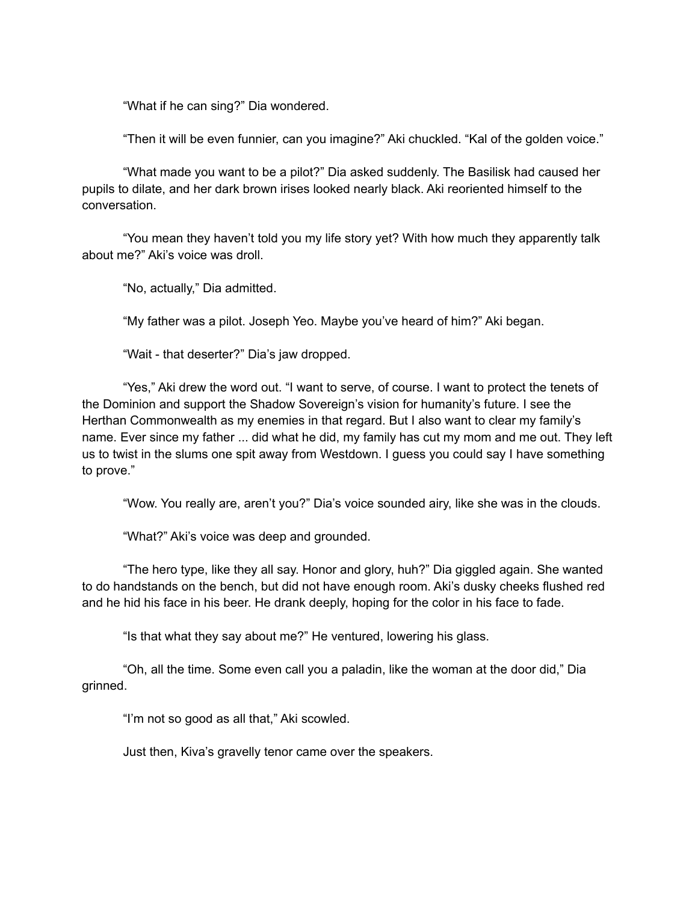"What if he can sing?" Dia wondered.

"Then it will be even funnier, can you imagine?" Aki chuckled. "Kal of the golden voice."

"What made you want to be a pilot?" Dia asked suddenly. The Basilisk had caused her pupils to dilate, and her dark brown irises looked nearly black. Aki reoriented himself to the conversation.

"You mean they haven't told you my life story yet? With how much they apparently talk about me?" Aki's voice was droll.

"No, actually," Dia admitted.

"My father was a pilot. Joseph Yeo. Maybe you've heard of him?" Aki began.

"Wait - that deserter?" Dia's jaw dropped.

"Yes," Aki drew the word out. "I want to serve, of course. I want to protect the tenets of the Dominion and support the Shadow Sovereign's vision for humanity's future. I see the Herthan Commonwealth as my enemies in that regard. But I also want to clear my family's name. Ever since my father ... did what he did, my family has cut my mom and me out. They left us to twist in the slums one spit away from Westdown. I guess you could say I have something to prove."

"Wow. You really are, aren't you?" Dia's voice sounded airy, like she was in the clouds.

"What?" Aki's voice was deep and grounded.

"The hero type, like they all say. Honor and glory, huh?" Dia giggled again. She wanted to do handstands on the bench, but did not have enough room. Aki's dusky cheeks flushed red and he hid his face in his beer. He drank deeply, hoping for the color in his face to fade.

"Is that what they say about me?" He ventured, lowering his glass.

"Oh, all the time. Some even call you a paladin, like the woman at the door did," Dia grinned.

"I'm not so good as all that," Aki scowled.

Just then, Kiva's gravelly tenor came over the speakers.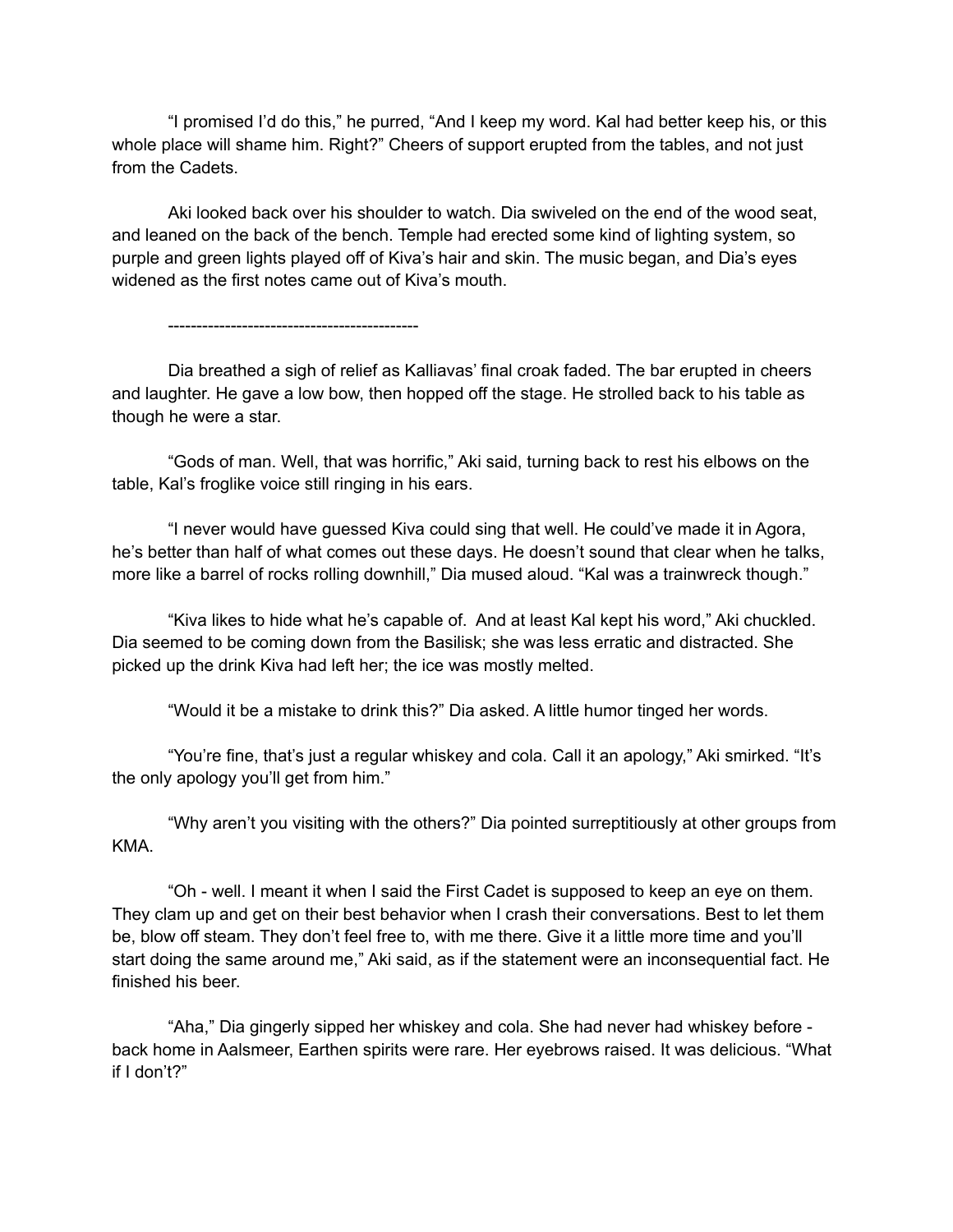"I promised I'd do this," he purred, "And I keep my word. Kal had better keep his, or this whole place will shame him. Right?" Cheers of support erupted from the tables, and not just from the Cadets.

Aki looked back over his shoulder to watch. Dia swiveled on the end of the wood seat, and leaned on the back of the bench. Temple had erected some kind of lighting system, so purple and green lights played off of Kiva's hair and skin. The music began, and Dia's eyes widened as the first notes came out of Kiva's mouth.

--------------------------------------------

Dia breathed a sigh of relief as Kalliavas' final croak faded. The bar erupted in cheers and laughter. He gave a low bow, then hopped off the stage. He strolled back to his table as though he were a star.

"Gods of man. Well, that was horrific," Aki said, turning back to rest his elbows on the table, Kal's froglike voice still ringing in his ears.

"I never would have guessed Kiva could sing that well. He could've made it in Agora, he's better than half of what comes out these days. He doesn't sound that clear when he talks, more like a barrel of rocks rolling downhill," Dia mused aloud. "Kal was a trainwreck though."

"Kiva likes to hide what he's capable of. And at least Kal kept his word," Aki chuckled. Dia seemed to be coming down from the Basilisk; she was less erratic and distracted. She picked up the drink Kiva had left her; the ice was mostly melted.

"Would it be a mistake to drink this?" Dia asked. A little humor tinged her words.

"You're fine, that's just a regular whiskey and cola. Call it an apology," Aki smirked. "It's the only apology you'll get from him."

"Why aren't you visiting with the others?" Dia pointed surreptitiously at other groups from KMA.

"Oh - well. I meant it when I said the First Cadet is supposed to keep an eye on them. They clam up and get on their best behavior when I crash their conversations. Best to let them be, blow off steam. They don't feel free to, with me there. Give it a little more time and you'll start doing the same around me," Aki said, as if the statement were an inconsequential fact. He finished his beer.

"Aha," Dia gingerly sipped her whiskey and cola. She had never had whiskey before - back home in Aalsmeer, Earthen spirits were rare. Her eyebrows raised. It was delicious. "What if I don't?"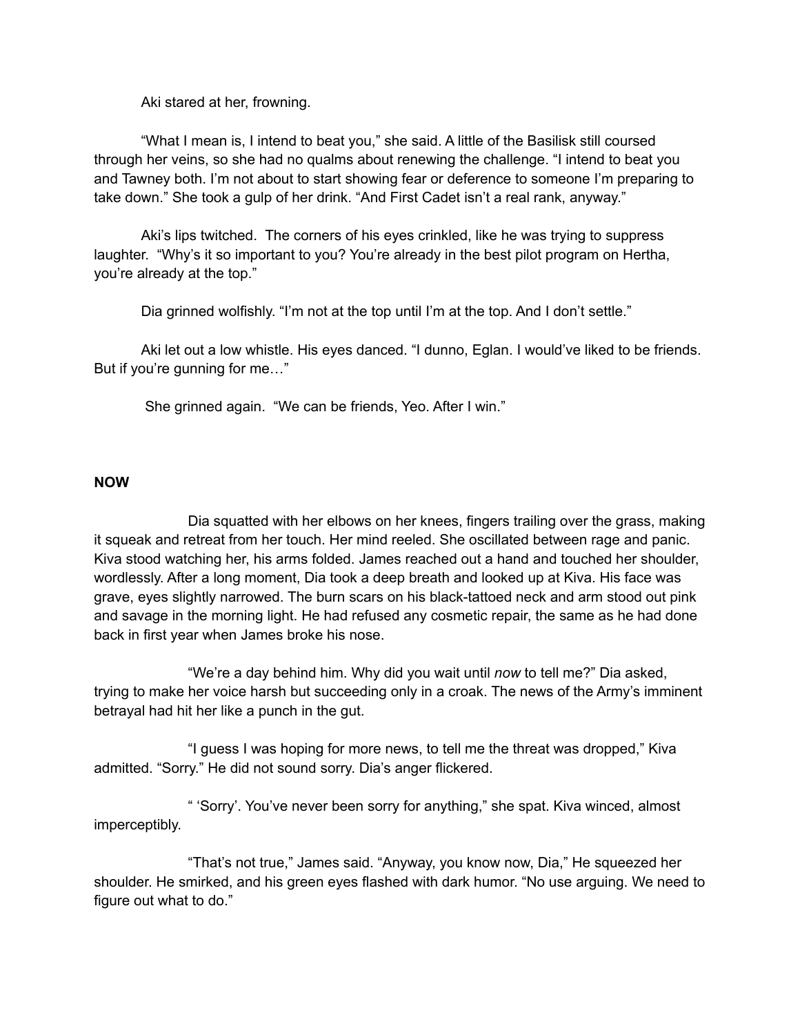Aki stared at her, frowning.

"What I mean is, I intend to beat you," she said. A little of the Basilisk still coursed through her veins, so she had no qualms about renewing the challenge. "I intend to beat you and Tawney both. I'm not about to start showing fear or deference to someone I'm preparing to take down." She took a gulp of her drink. "And First Cadet isn't a real rank, anyway."

Aki's lips twitched. The corners of his eyes crinkled, like he was trying to suppress laughter. "Why's it so important to you? You're already in the best pilot program on Hertha, you're already at the top."

Dia grinned wolfishly. "I'm not at the top until I'm at the top. And I don't settle."

Aki let out a low whistle. His eyes danced. "I dunno, Eglan. I would've liked to be friends. But if you're gunning for me…"

She grinned again. "We can be friends, Yeo. After I win."

**NOW**

Dia squatted with her elbows on her knees, fingers trailing over the grass, making it squeak and retreat from her touch. Her mind reeled. She oscillated between rage and panic. Kiva stood watching her, his arms folded. James reached out a hand and touched her shoulder, wordlessly. After a long moment, Dia took a deep breath and looked up at Kiva. His face was grave, eyes slightly narrowed. The burn scars on his black-tattoed neck and arm stood out pink and savage in the morning light. He had refused any cosmetic repair, the same as he had done back in first year when James broke his nose.

"We're a day behind him. Why did you wait until *now* to tell me?" Dia asked, trying to make her voice harsh but succeeding only in a croak. The news of the Army's imminent betrayal had hit her like a punch in the gut.

"I guess I was hoping for more news, to tell me the threat was dropped," Kiva admitted. "Sorry." He did not sound sorry. Dia's anger flickered.

" 'Sorry'. You've never been sorry for anything," she spat. Kiva winced, almost imperceptibly.

"That's not true," James said. "Anyway, you know now, Dia," He squeezed her shoulder. He smirked, and his green eyes flashed with dark humor. "No use arguing. We need to figure out what to do."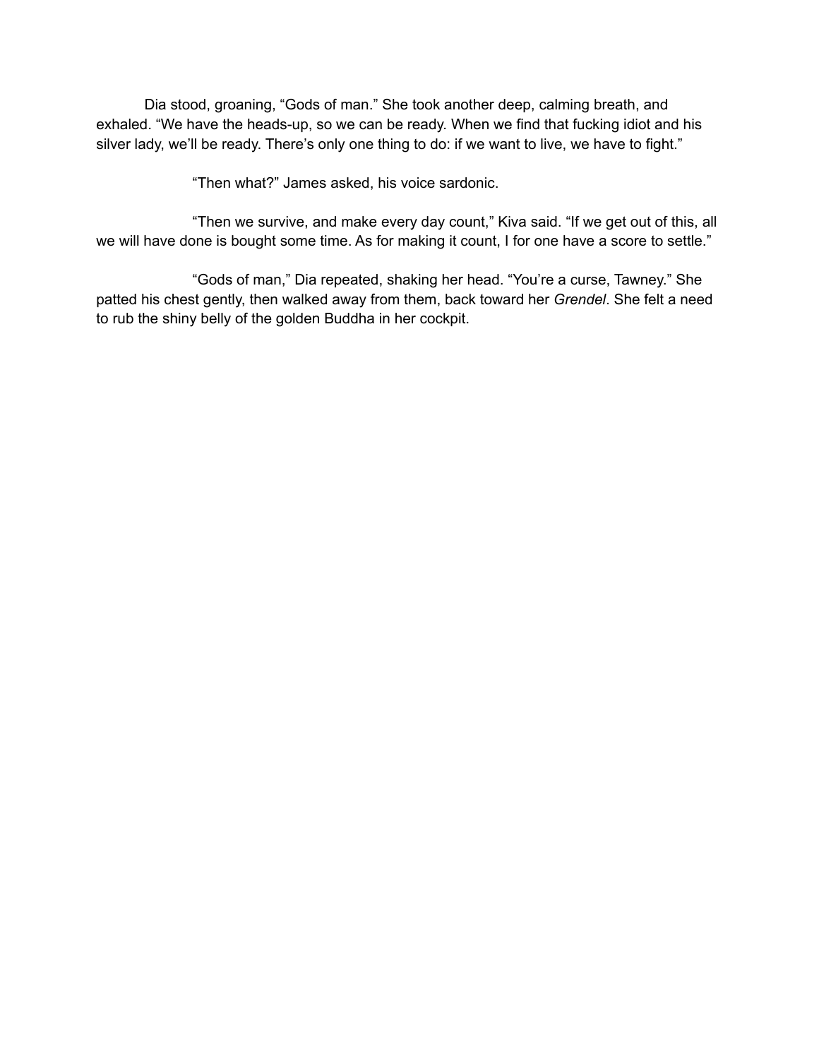Dia stood, groaning, “Gods of man.” She took another deep, calming breath, and exhaled. “We have the heads-up, so we can be ready. When we find that fucking idiot and his silver lady, we’ll be ready. There’s only one thing to do: if we want to live, we have to fight.”

“Then what?” James asked, his voice sardonic.

“Then we survive, and make every day count,” Kiva said. “If we get out of this, all we will have done is bought some time. As for making it count, I for one have a score to settle.”

“Gods of man,” Dia repeated, shaking her head. “You’re a curse, Tawney.” She patted his chest gently, then walked away from them, back toward her *Grendel*. She felt a need to rub the shiny belly of the golden Buddha in her cockpit.